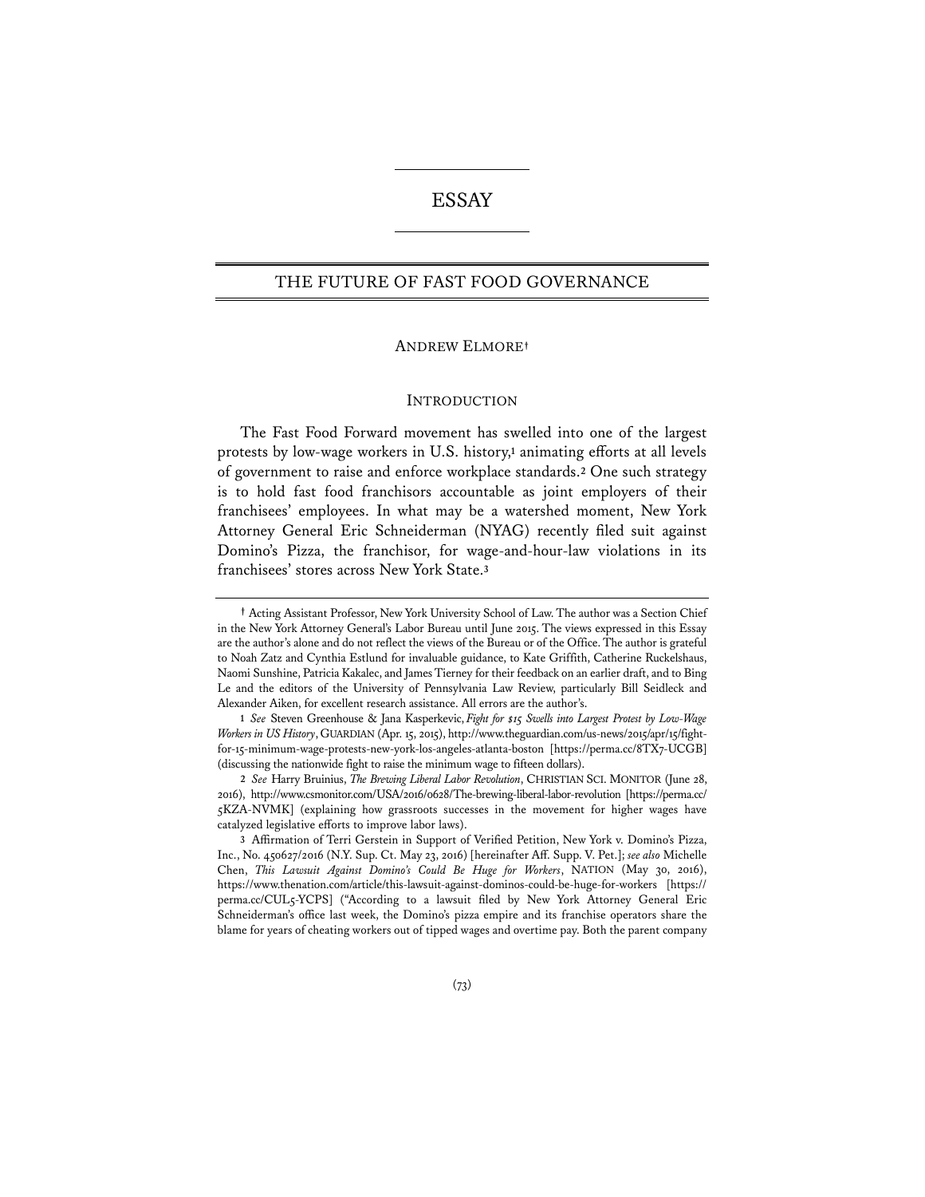# ESSAY

## THE FUTURE OF FAST FOOD GOVERNANCE

ANDREW ELMORE†

### INTRODUCTION

The Fast Food Forward movement has swelled into one of the largest protests by low-wage workers in U.S. history,[1] animating efforts at all levels of government to raise and enforce workplace standards.[2] One such strategy is to hold fast food franchisors accountable as joint employers of their franchisees' employees. In what may be a watershed moment, New York Attorney General Eric Schneiderman (NYAG) recently filed suit against Domino's Pizza, the franchisor, for wage-and-hour-law violations in its franchisees' stores across New York State.[3]

---

† Acting Assistant Professor, New York University School of Law. The author was a Section Chief in the New York Attorney General's Labor Bureau until June 2015. The views expressed in this Essay are the author's alone and do not reflect the views of the Bureau or of the Office. The author is grateful to Noah Zatz and Cynthia Estlund for invaluable guidance, to Kate Griffith, Catherine Ruckelshaus, Naomi Sunshine, Patricia Kakalec, and James Tierney for their feedback on an earlier draft, and to Bing Le and the editors of the University of Pennsylvania Law Review, particularly Bill Seidleck and Alexander Aiken, for excellent research assistance. All errors are the author's.

1 *See* Steven Greenhouse & Jana Kasperkevic, *Fight for $15 Swells into Largest Protest by Low-Wage Workers in US History*, GUARDIAN (Apr. 15, 2015), http://www.theguardian.com/us-news/2015/apr/15/fight-for-15-minimum-wage-protests-new-york-los-angeles-atlanta-boston [https://perma.cc/8TX7-UCGB] (discussing the nationwide fight to raise the minimum wage to fifteen dollars).

2 *See* Harry Bruinius, *The Brewing Liberal Labor Revolution*, CHRISTIAN SCI. MONITOR (June 28, 2016), http://www.csmonitor.com/USA/2016/0628/The-brewing-liberal-labor-revolution [https://perma.cc/5KZA-NVMK] (explaining how grassroots successes in the movement for higher wages have catalyzed legislative efforts to improve labor laws).

3 Affirmation of Terri Gerstein in Support of Verified Petition, New York v. Domino's Pizza, Inc., No. 450627/2016 (N.Y. Sup. Ct. May 23, 2016) [hereinafter Aff. Supp. V. Pet.]; *see also* Michelle Chen, *This Lawsuit Against Domino's Could Be Huge for Workers*, NATION (May 30, 2016), https://www.thenation.com/article/this-lawsuit-against-dominos-could-be-huge-for-workers [https://perma.cc/CUL5-YCPS] ("According to a lawsuit filed by New York Attorney General Eric Schneiderman's office last week, the Domino's pizza empire and its franchise operators share the blame for years of cheating workers out of tipped wages and overtime pay. Both the parent company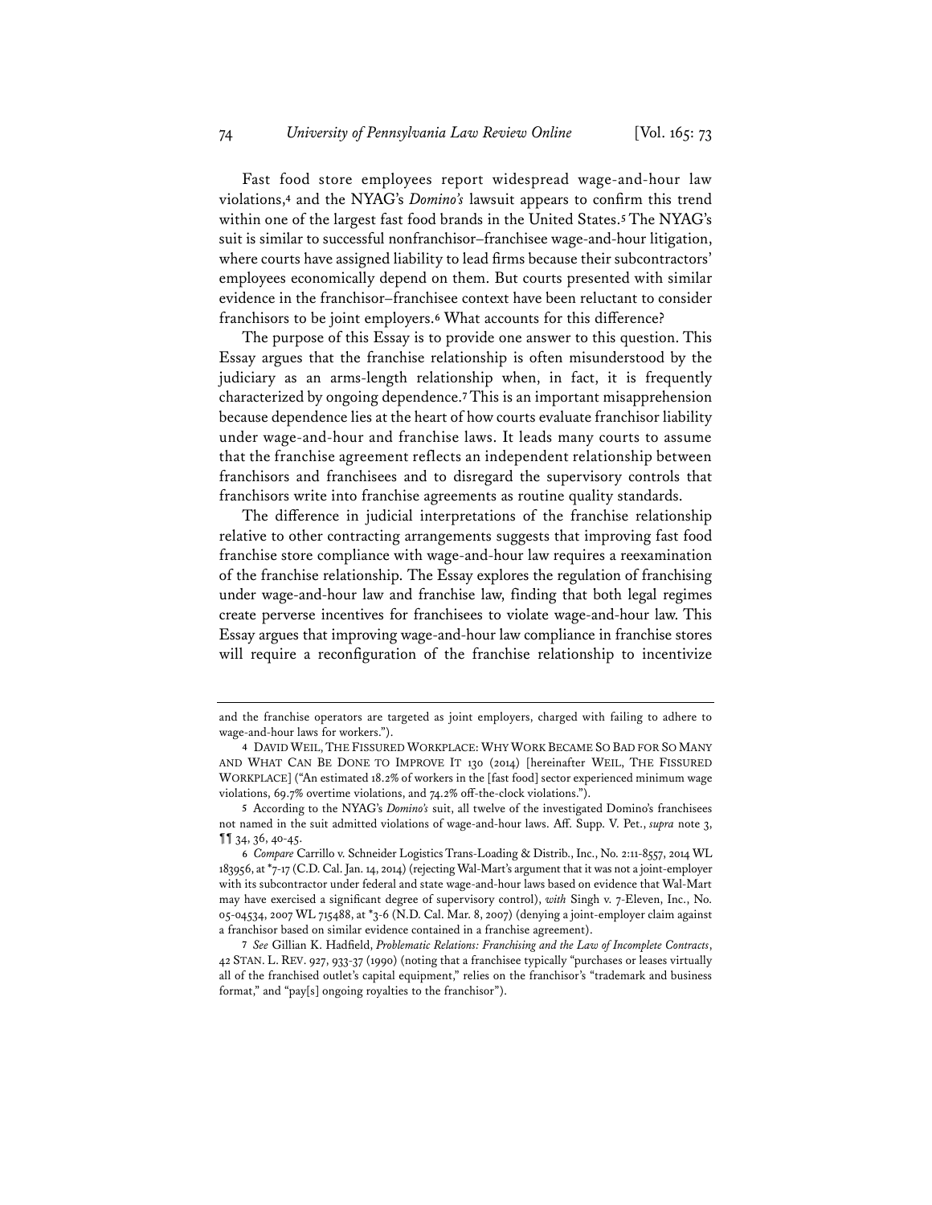Fast food store employees report widespread wage-and-hour law violations,[4] and the NYAG's *Domino's* lawsuit appears to confirm this trend within one of the largest fast food brands in the United States.[5] The NYAG's suit is similar to successful nonfranchisor–franchisee wage-and-hour litigation, where courts have assigned liability to lead firms because their subcontractors' employees economically depend on them. But courts presented with similar evidence in the franchisor–franchisee context have been reluctant to consider franchisors to be joint employers.[6] What accounts for this difference?

The purpose of this Essay is to provide one answer to this question. This Essay argues that the franchise relationship is often misunderstood by the judiciary as an arms-length relationship when, in fact, it is frequently characterized by ongoing dependence.[7] This is an important misapprehension because dependence lies at the heart of how courts evaluate franchisor liability under wage-and-hour and franchise laws. It leads many courts to assume that the franchise agreement reflects an independent relationship between franchisors and franchisees and to disregard the supervisory controls that franchisors write into franchise agreements as routine quality standards.

The difference in judicial interpretations of the franchise relationship relative to other contracting arrangements suggests that improving fast food franchise store compliance with wage-and-hour law requires a reexamination of the franchise relationship. The Essay explores the regulation of franchising under wage-and-hour law and franchise law, finding that both legal regimes create perverse incentives for franchisees to violate wage-and-hour law. This Essay argues that improving wage-and-hour law compliance in franchise stores will require a reconfiguration of the franchise relationship to incentivize

---

and the franchise operators are targeted as joint employers, charged with failing to adhere to wage-and-hour laws for workers.").

4 DAVID WEIL, THE FISSURED WORKPLACE: WHY WORK BECAME SO BAD FOR SO MANY AND WHAT CAN BE DONE TO IMPROVE IT 130 (2014) [hereinafter WEIL, THE FISSURED WORKPLACE] ("An estimated 18.2% of workers in the [fast food] sector experienced minimum wage violations, 69.7% overtime violations, and 74.2% off-the-clock violations.").

5 According to the NYAG's *Domino's* suit, all twelve of the investigated Domino's franchisees not named in the suit admitted violations of wage-and-hour laws. Aff. Supp. V. Pet., *supra* note 3, ¶¶ 34, 36, 40-45.

6 *Compare* Carrillo v. Schneider Logistics Trans-Loading & Distrib., Inc., No. 2:11-8557, 2014 WL 183956, at *7-17 (C.D. Cal. Jan. 14, 2014) (rejecting Wal-Mart's argument that it was not a joint-employer with its subcontractor under federal and state wage-and-hour laws based on evidence that Wal-Mart may have exercised a significant degree of supervisory control), *with* Singh v. 7-Eleven, Inc., No. 05-04534, 2007 WL 715488, at *3-6 (N.D. Cal. Mar. 8, 2007) (denying a joint-employer claim against a franchisor based on similar evidence contained in a franchise agreement).

7 *See* Gillian K. Hadfield, *Problematic Relations: Franchising and the Law of Incomplete Contracts*, 42 STAN. L. REV. 927, 933-37 (1990) (noting that a franchisee typically "purchases or leases virtually all of the franchised outlet's capital equipment," relies on the franchisor's "trademark and business format," and "pay[s] ongoing royalties to the franchisor").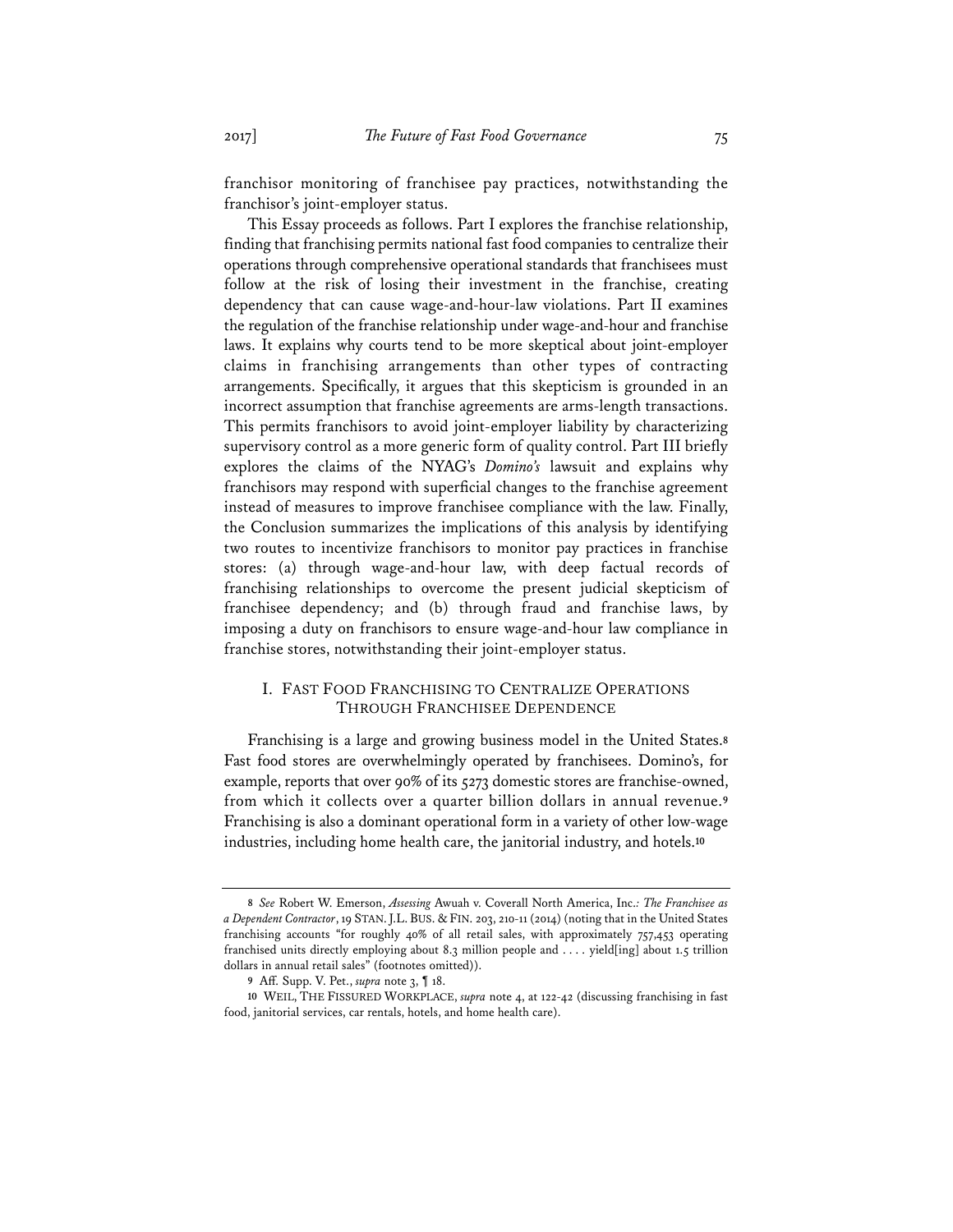franchisor monitoring of franchisee pay practices, notwithstanding the franchisor's joint-employer status.

This Essay proceeds as follows. Part I explores the franchise relationship, finding that franchising permits national fast food companies to centralize their operations through comprehensive operational standards that franchisees must follow at the risk of losing their investment in the franchise, creating dependency that can cause wage-and-hour-law violations. Part II examines the regulation of the franchise relationship under wage-and-hour and franchise laws. It explains why courts tend to be more skeptical about joint-employer claims in franchising arrangements than other types of contracting arrangements. Specifically, it argues that this skepticism is grounded in an incorrect assumption that franchise agreements are arms-length transactions. This permits franchisors to avoid joint-employer liability by characterizing supervisory control as a more generic form of quality control. Part III briefly explores the claims of the NYAG's *Domino's* lawsuit and explains why franchisors may respond with superficial changes to the franchise agreement instead of measures to improve franchisee compliance with the law. Finally, the Conclusion summarizes the implications of this analysis by identifying two routes to incentivize franchisors to monitor pay practices in franchise stores: (a) through wage-and-hour law, with deep factual records of franchising relationships to overcome the present judicial skepticism of franchisee dependency; and (b) through fraud and franchise laws, by imposing a duty on franchisors to ensure wage-and-hour law compliance in franchise stores, notwithstanding their joint-employer status.

## I. FAST FOOD FRANCHISING TO CENTRALIZE OPERATIONS THROUGH FRANCHISEE DEPENDENCE

Franchising is a large and growing business model in the United States.[8] Fast food stores are overwhelmingly operated by franchisees. Domino's, for example, reports that over 90% of its 5273 domestic stores are franchise-owned, from which it collects over a quarter billion dollars in annual revenue.[9] Franchising is also a dominant operational form in a variety of other low-wage industries, including home health care, the janitorial industry, and hotels.[10]

---

[8] *See* Robert W. Emerson, *Assessing* Awuah v. Coverall North America, Inc.*: The Franchisee as a Dependent Contractor*, 19 STAN. J.L. BUS. & FIN. 203, 210-11 (2014) (noting that in the United States franchising accounts "for roughly 40% of all retail sales, with approximately 757,453 operating franchised units directly employing about 8.3 million people and . . . . yield[ing] about 1.5 trillion dollars in annual retail sales" (footnotes omitted)).

[9] Aff. Supp. V. Pet., *supra* note 3, ¶ 18.

[10] WEIL, THE FISSURED WORKPLACE, *supra* note 4, at 122-42 (discussing franchising in fast food, janitorial services, car rentals, hotels, and home health care).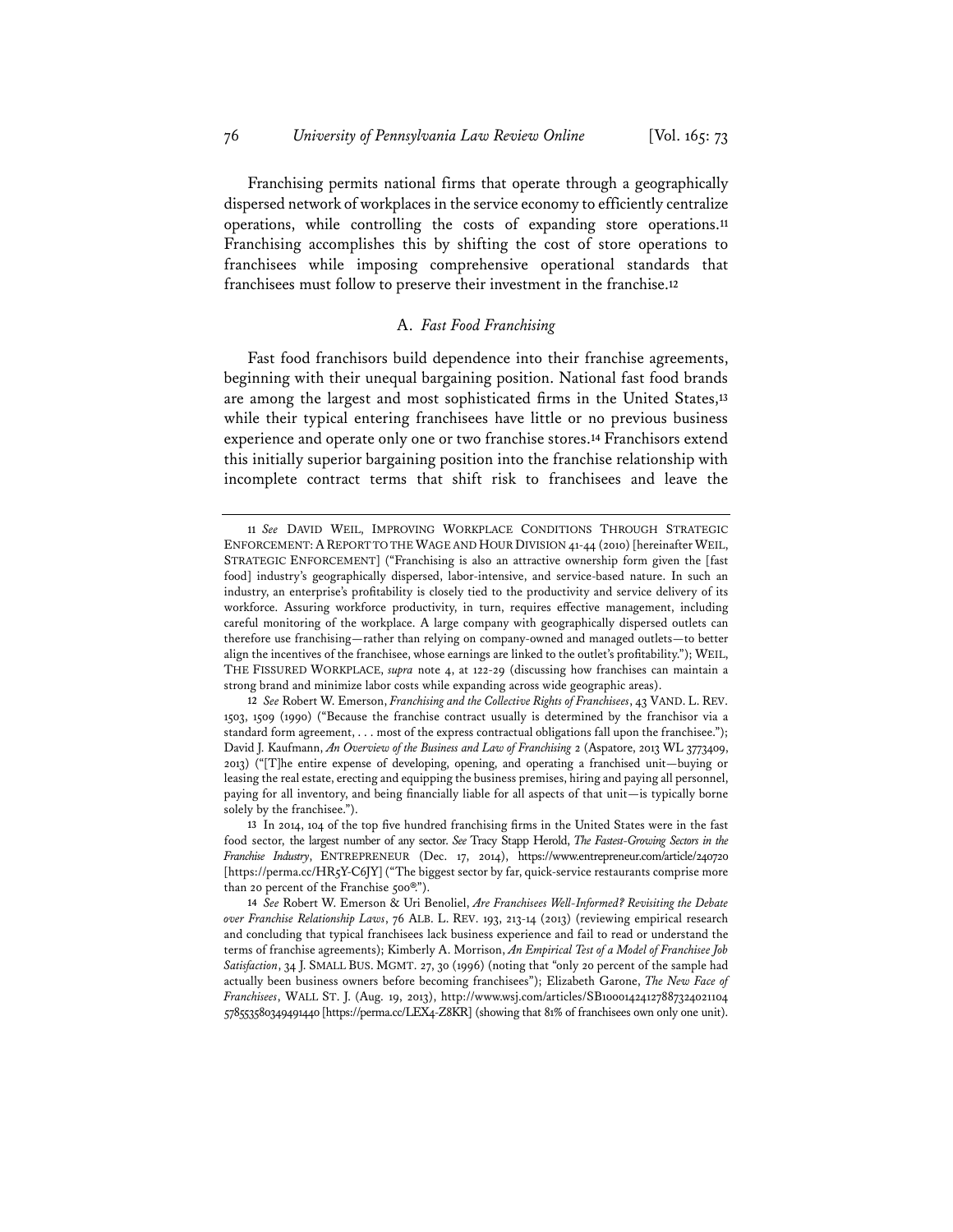Franchising permits national firms that operate through a geographically dispersed network of workplaces in the service economy to efficiently centralize operations, while controlling the costs of expanding store operations.[11] Franchising accomplishes this by shifting the cost of store operations to franchisees while imposing comprehensive operational standards that franchisees must follow to preserve their investment in the franchise.[12]

### A. *Fast Food Franchising*

Fast food franchisors build dependence into their franchise agreements, beginning with their unequal bargaining position. National fast food brands are among the largest and most sophisticated firms in the United States,[13] while their typical entering franchisees have little or no previous business experience and operate only one or two franchise stores.[14] Franchisors extend this initially superior bargaining position into the franchise relationship with incomplete contract terms that shift risk to franchisees and leave the

---

11 *See* DAVID WEIL, IMPROVING WORKPLACE CONDITIONS THROUGH STRATEGIC ENFORCEMENT: A REPORT TO THE WAGE AND HOUR DIVISION 41-44 (2010) [hereinafter WEIL, STRATEGIC ENFORCEMENT] ("Franchising is also an attractive ownership form given the [fast food] industry's geographically dispersed, labor-intensive, and service-based nature. In such an industry, an enterprise's profitability is closely tied to the productivity and service delivery of its workforce. Assuring workforce productivity, in turn, requires effective management, including careful monitoring of the workplace. A large company with geographically dispersed outlets can therefore use franchising—rather than relying on company-owned and managed outlets—to better align the incentives of the franchisee, whose earnings are linked to the outlet's profitability."); WEIL, THE FISSURED WORKPLACE, *supra* note 4, at 122-29 (discussing how franchises can maintain a strong brand and minimize labor costs while expanding across wide geographic areas).

12 *See* Robert W. Emerson, *Franchising and the Collective Rights of Franchisees*, 43 VAND. L. REV. 1503, 1509 (1990) ("Because the franchise contract usually is determined by the franchisor via a standard form agreement, . . . most of the express contractual obligations fall upon the franchisee."); David J. Kaufmann, *An Overview of the Business and Law of Franchising* 2 (Aspatore, 2013 WL 3773409, 2013) ("[T]he entire expense of developing, opening, and operating a franchised unit—buying or leasing the real estate, erecting and equipping the business premises, hiring and paying all personnel, paying for all inventory, and being financially liable for all aspects of that unit—is typically borne solely by the franchisee.").

13 In 2014, 104 of the top five hundred franchising firms in the United States were in the fast food sector, the largest number of any sector. *See* Tracy Stapp Herold, *The Fastest-Growing Sectors in the Franchise Industry*, ENTREPRENEUR (Dec. 17, 2014), https://www.entrepreneur.com/article/240720 [https://perma.cc/HR5Y-C6JY] ("The biggest sector by far, quick-service restaurants comprise more than 20 percent of the Franchise 500®.").

14 *See* Robert W. Emerson & Uri Benoliel, *Are Franchisees Well-Informed? Revisiting the Debate over Franchise Relationship Laws*, 76 ALB. L. REV. 193, 213-14 (2013) (reviewing empirical research and concluding that typical franchisees lack business experience and fail to read or understand the terms of franchise agreements); Kimberly A. Morrison, *An Empirical Test of a Model of Franchisee Job Satisfaction*, 34 J. SMALL BUS. MGMT. 27, 30 (1996) (noting that "only 20 percent of the sample had actually been business owners before becoming franchisees"); Elizabeth Garone, *The New Face of Franchisees*, WALL ST. J. (Aug. 19, 2013), http://www.wsj.com/articles/SB10001424127887324021104578553580349491440 [https://perma.cc/LEX4-Z8KR] (showing that 81% of franchisees own only one unit).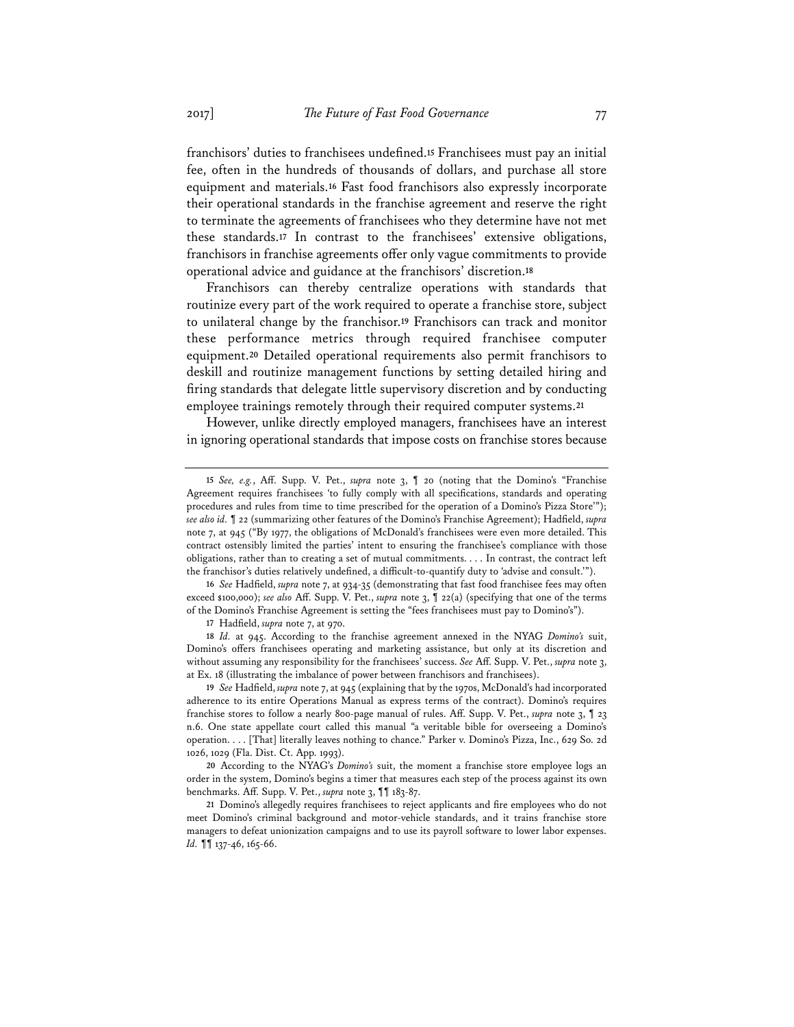franchisors' duties to franchisees undefined.[15] Franchisees must pay an initial fee, often in the hundreds of thousands of dollars, and purchase all store equipment and materials.[16] Fast food franchisors also expressly incorporate their operational standards in the franchise agreement and reserve the right to terminate the agreements of franchisees who they determine have not met these standards.[17] In contrast to the franchisees' extensive obligations, franchisors in franchise agreements offer only vague commitments to provide operational advice and guidance at the franchisors' discretion.[18]

Franchisors can thereby centralize operations with standards that routinize every part of the work required to operate a franchise store, subject to unilateral change by the franchisor.[19] Franchisors can track and monitor these performance metrics through required franchisee computer equipment.[20] Detailed operational requirements also permit franchisors to deskill and routinize management functions by setting detailed hiring and firing standards that delegate little supervisory discretion and by conducting employee trainings remotely through their required computer systems.[21]

However, unlike directly employed managers, franchisees have an interest in ignoring operational standards that impose costs on franchise stores because

---

15 *See, e.g.*, Aff. Supp. V. Pet., *supra* note 3, ¶ 20 (noting that the Domino's "Franchise Agreement requires franchisees 'to fully comply with all specifications, standards and operating procedures and rules from time to time prescribed for the operation of a Domino's Pizza Store'"); *see also id.* ¶ 22 (summarizing other features of the Domino's Franchise Agreement); Hadfield, *supra* note 7, at 945 ("By 1977, the obligations of McDonald's franchisees were even more detailed. This contract ostensibly limited the parties' intent to ensuring the franchisee's compliance with those obligations, rather than to creating a set of mutual commitments. . . . In contrast, the contract left the franchisor's duties relatively undefined, a difficult-to-quantify duty to 'advise and consult.'").

16 *See* Hadfield, *supra* note 7, at 934-35 (demonstrating that fast food franchisee fees may often exceed $100,000); *see also* Aff. Supp. V. Pet., *supra* note 3, ¶ 22(a) (specifying that one of the terms of the Domino's Franchise Agreement is setting the "fees franchisees must pay to Domino's").

17 Hadfield, *supra* note 7, at 970.

18 *Id.* at 945. According to the franchise agreement annexed in the NYAG *Domino's* suit, Domino's offers franchisees operating and marketing assistance, but only at its discretion and without assuming any responsibility for the franchisees' success. *See* Aff. Supp. V. Pet., *supra* note 3, at Ex. 18 (illustrating the imbalance of power between franchisors and franchisees).

19 *See* Hadfield, *supra* note 7, at 945 (explaining that by the 1970s, McDonald's had incorporated adherence to its entire Operations Manual as express terms of the contract). Domino's requires franchise stores to follow a nearly 800-page manual of rules. Aff. Supp. V. Pet., *supra* note 3, ¶ 23 n.6. One state appellate court called this manual "a veritable bible for overseeing a Domino's operation. . . . [That] literally leaves nothing to chance." Parker v. Domino's Pizza, Inc., 629 So. 2d 1026, 1029 (Fla. Dist. Ct. App. 1993).

20 According to the NYAG's *Domino's* suit, the moment a franchise store employee logs an order in the system, Domino's begins a timer that measures each step of the process against its own benchmarks. Aff. Supp. V. Pet., *supra* note 3, ¶¶ 183-87.

21 Domino's allegedly requires franchisees to reject applicants and fire employees who do not meet Domino's criminal background and motor-vehicle standards, and it trains franchise store managers to defeat unionization campaigns and to use its payroll software to lower labor expenses. *Id.* ¶¶ 137-46, 165-66.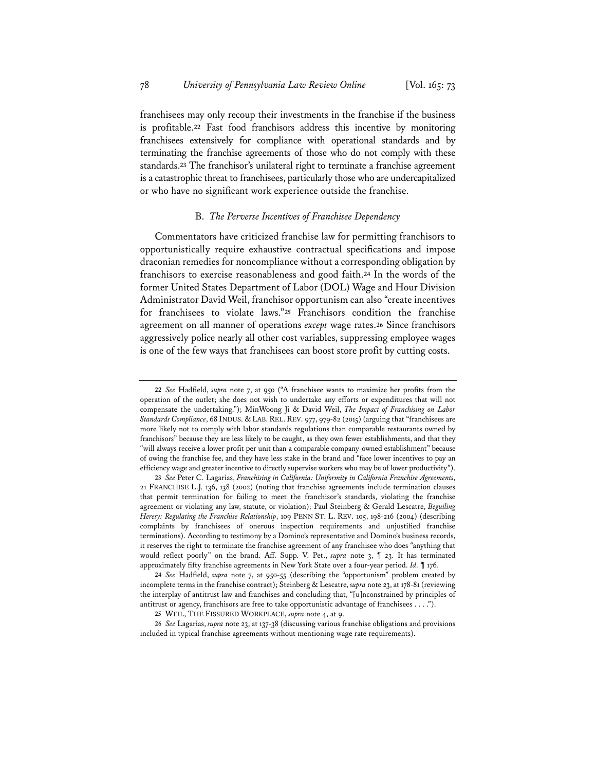franchisees may only recoup their investments in the franchise if the business is profitable.[22] Fast food franchisors address this incentive by monitoring franchisees extensively for compliance with operational standards and by terminating the franchise agreements of those who do not comply with these standards.[23] The franchisor's unilateral right to terminate a franchise agreement is a catastrophic threat to franchisees, particularly those who are undercapitalized or who have no significant work experience outside the franchise.

### B. *The Perverse Incentives of Franchisee Dependency*

Commentators have criticized franchise law for permitting franchisors to opportunistically require exhaustive contractual specifications and impose draconian remedies for noncompliance without a corresponding obligation by franchisors to exercise reasonableness and good faith.[24] In the words of the former United States Department of Labor (DOL) Wage and Hour Division Administrator David Weil, franchisor opportunism can also "create incentives for franchisees to violate laws."[25] Franchisors condition the franchise agreement on all manner of operations *except* wage rates.[26] Since franchisors aggressively police nearly all other cost variables, suppressing employee wages is one of the few ways that franchisees can boost store profit by cutting costs.

---

22 *See* Hadfield, *supra* note 7, at 950 ("A franchisee wants to maximize her profits from the operation of the outlet; she does not wish to undertake any efforts or expenditures that will not compensate the undertaking."); MinWoong Ji & David Weil, *The Impact of Franchising on Labor Standards Compliance*, 68 INDUS. & LAB. REL. REV. 977, 979-82 (2015) (arguing that "franchisees are more likely not to comply with labor standards regulations than comparable restaurants owned by franchisors" because they are less likely to be caught, as they own fewer establishments, and that they "will always receive a lower profit per unit than a comparable company-owned establishment" because of owing the franchise fee, and they have less stake in the brand and "face lower incentives to pay an efficiency wage and greater incentive to directly supervise workers who may be of lower productivity").

23 *See* Peter C. Lagarias, *Franchising in California: Uniformity in California Franchise Agreements*, 21 FRANCHISE L.J. 136, 138 (2002) (noting that franchise agreements include termination clauses that permit termination for failing to meet the franchisor's standards, violating the franchise agreement or violating any law, statute, or violation); Paul Steinberg & Gerald Lescatre, *Beguiling Heresy: Regulating the Franchise Relationship*, 109 PENN ST. L. REV. 105, 198-216 (2004) (describing complaints by franchisees of onerous inspection requirements and unjustified franchise terminations). According to testimony by a Domino's representative and Domino's business records, it reserves the right to terminate the franchise agreement of any franchisee who does "anything that would reflect poorly" on the brand. Aff. Supp. V. Pet., *supra* note 3, ¶ 23. It has terminated approximately fifty franchise agreements in New York State over a four-year period. *Id.* ¶ 176.

24 *See* Hadfield, *supra* note 7, at 950-55 (describing the "opportunism" problem created by incomplete terms in the franchise contract); Steinberg & Lescatre, *supra* note 23, at 178-81 (reviewing the interplay of antitrust law and franchises and concluding that, "[u]nconstrained by principles of antitrust or agency, franchisors are free to take opportunistic advantage of franchisees . . . .").

25 WEIL, THE FISSURED WORKPLACE, *supra* note 4, at 9.

26 *See* Lagarias, *supra* note 23, at 137-38 (discussing various franchise obligations and provisions included in typical franchise agreements without mentioning wage rate requirements).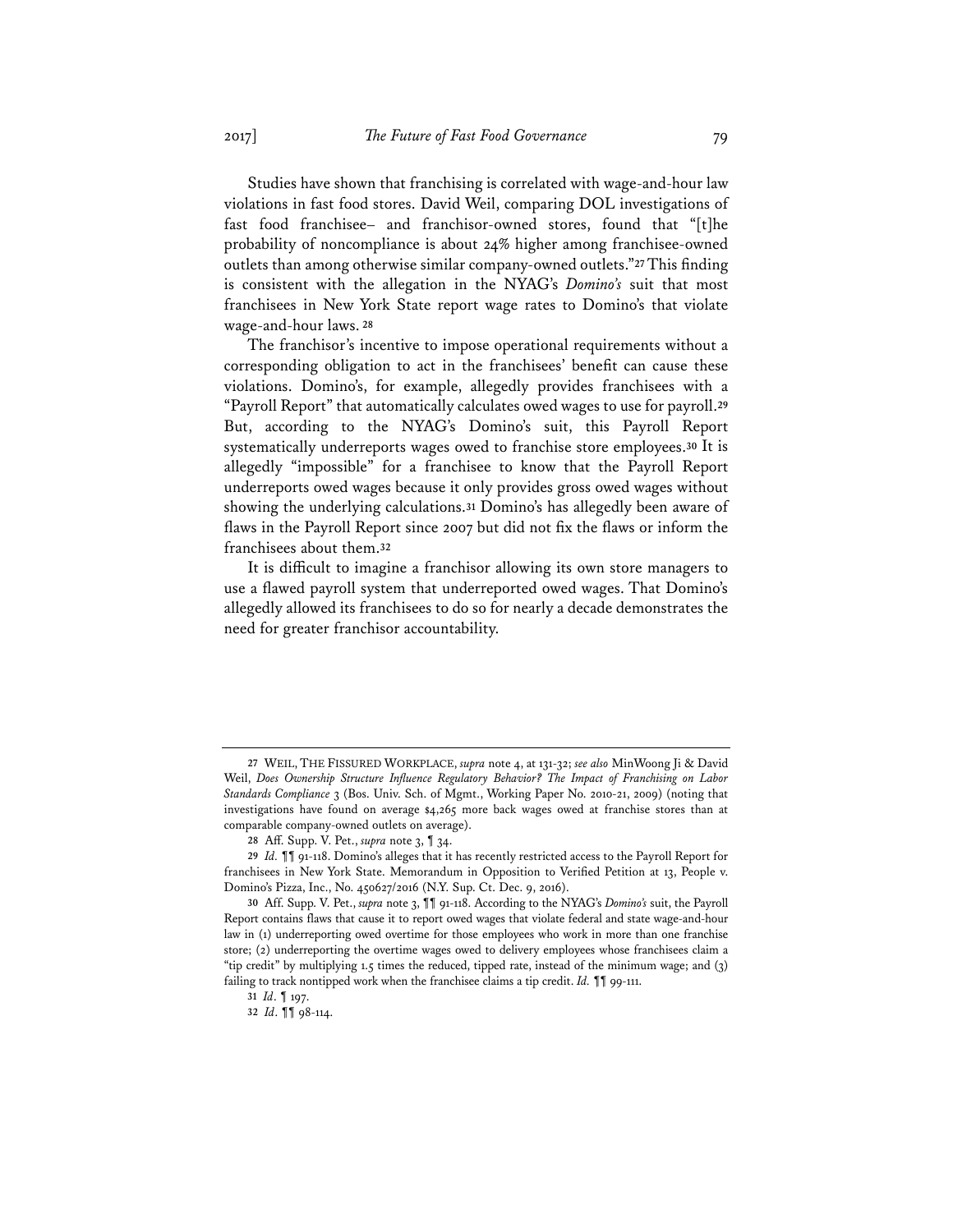Studies have shown that franchising is correlated with wage-and-hour law violations in fast food stores. David Weil, comparing DOL investigations of fast food franchisee– and franchisor-owned stores, found that "[t]he probability of noncompliance is about 24% higher among franchisee-owned outlets than among otherwise similar company-owned outlets."[27] This finding is consistent with the allegation in the NYAG's *Domino's* suit that most franchisees in New York State report wage rates to Domino's that violate wage-and-hour laws.[28]

The franchisor's incentive to impose operational requirements without a corresponding obligation to act in the franchisees' benefit can cause these violations. Domino's, for example, allegedly provides franchisees with a "Payroll Report" that automatically calculates owed wages to use for payroll.[29] But, according to the NYAG's Domino's suit, this Payroll Report systematically underreports wages owed to franchise store employees.[30] It is allegedly "impossible" for a franchisee to know that the Payroll Report underreports owed wages because it only provides gross owed wages without showing the underlying calculations.[31] Domino's has allegedly been aware of flaws in the Payroll Report since 2007 but did not fix the flaws or inform the franchisees about them.[32]

It is difficult to imagine a franchisor allowing its own store managers to use a flawed payroll system that underreported owed wages. That Domino's allegedly allowed its franchisees to do so for nearly a decade demonstrates the need for greater franchisor accountability.

---

27 WEIL, THE FISSURED WORKPLACE, *supra* note 4, at 131-32; *see also* MinWoong Ji & David Weil, *Does Ownership Structure Influence Regulatory Behavior? The Impact of Franchising on Labor Standards Compliance* 3 (Bos. Univ. Sch. of Mgmt., Working Paper No. 2010-21, 2009) (noting that investigations have found on average $4,265 more back wages owed at franchise stores than at comparable company-owned outlets on average).

28 Aff. Supp. V. Pet., *supra* note 3, ¶ 34.

29 *Id.* ¶¶ 91-118. Domino's alleges that it has recently restricted access to the Payroll Report for franchisees in New York State. Memorandum in Opposition to Verified Petition at 13, People v. Domino's Pizza, Inc., No. 450627/2016 (N.Y. Sup. Ct. Dec. 9, 2016).

30 Aff. Supp. V. Pet., *supra* note 3, ¶¶ 91-118. According to the NYAG's *Domino's* suit, the Payroll Report contains flaws that cause it to report owed wages that violate federal and state wage-and-hour law in (1) underreporting owed overtime for those employees who work in more than one franchise store; (2) underreporting the overtime wages owed to delivery employees whose franchisees claim a "tip credit" by multiplying 1.5 times the reduced, tipped rate, instead of the minimum wage; and (3) failing to track nontipped work when the franchisee claims a tip credit. *Id.* ¶¶ 99-111.

31 *Id*. ¶ 197.

32 *Id*. ¶¶ 98-114.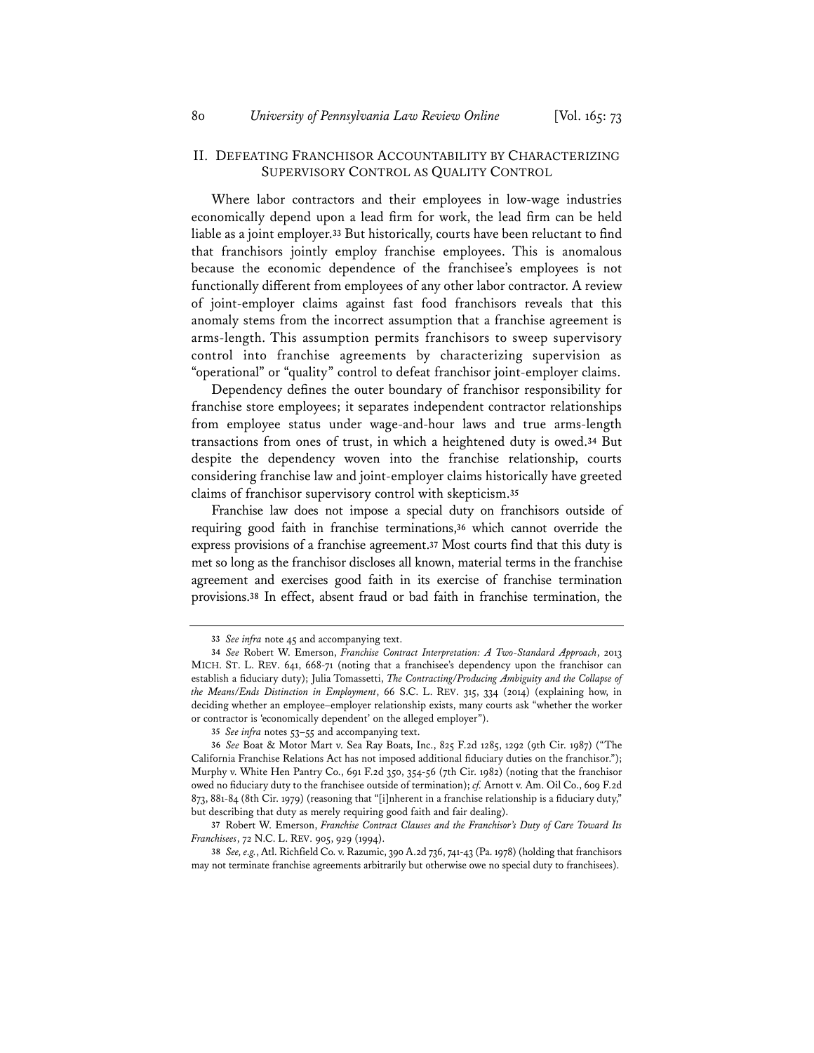## II. DEFEATING FRANCHISOR ACCOUNTABILITY BY CHARACTERIZING SUPERVISORY CONTROL AS QUALITY CONTROL

Where labor contractors and their employees in low-wage industries economically depend upon a lead firm for work, the lead firm can be held liable as a joint employer.[33] But historically, courts have been reluctant to find that franchisors jointly employ franchise employees. This is anomalous because the economic dependence of the franchisee's employees is not functionally different from employees of any other labor contractor. A review of joint-employer claims against fast food franchisors reveals that this anomaly stems from the incorrect assumption that a franchise agreement is arms-length. This assumption permits franchisors to sweep supervisory control into franchise agreements by characterizing supervision as "operational" or "quality" control to defeat franchisor joint-employer claims.

Dependency defines the outer boundary of franchisor responsibility for franchise store employees; it separates independent contractor relationships from employee status under wage-and-hour laws and true arms-length transactions from ones of trust, in which a heightened duty is owed.[34] But despite the dependency woven into the franchise relationship, courts considering franchise law and joint-employer claims historically have greeted claims of franchisor supervisory control with skepticism.[35]

Franchise law does not impose a special duty on franchisors outside of requiring good faith in franchise terminations,[36] which cannot override the express provisions of a franchise agreement.[37] Most courts find that this duty is met so long as the franchisor discloses all known, material terms in the franchise agreement and exercises good faith in its exercise of franchise termination provisions.[38] In effect, absent fraud or bad faith in franchise termination, the

---

33 *See infra* note 45 and accompanying text.

34 *See* Robert W. Emerson, *Franchise Contract Interpretation: A Two-Standard Approach*, 2013 MICH. ST. L. REV. 641, 668-71 (noting that a franchisee's dependency upon the franchisor can establish a fiduciary duty); Julia Tomassetti, *The Contracting/Producing Ambiguity and the Collapse of the Means/Ends Distinction in Employment*, 66 S.C. L. REV. 315, 334 (2014) (explaining how, in deciding whether an employee–employer relationship exists, many courts ask "whether the worker or contractor is 'economically dependent' on the alleged employer").

35 *See infra* notes 53–55 and accompanying text.

36 *See* Boat & Motor Mart v. Sea Ray Boats, Inc., 825 F.2d 1285, 1292 (9th Cir. 1987) ("The California Franchise Relations Act has not imposed additional fiduciary duties on the franchisor."); Murphy v. White Hen Pantry Co., 691 F.2d 350, 354-56 (7th Cir. 1982) (noting that the franchisor owed no fiduciary duty to the franchisee outside of termination); *cf.* Arnott v. Am. Oil Co., 609 F.2d 873, 881-84 (8th Cir. 1979) (reasoning that "[i]nherent in a franchise relationship is a fiduciary duty," but describing that duty as merely requiring good faith and fair dealing).

37 Robert W. Emerson, *Franchise Contract Clauses and the Franchisor's Duty of Care Toward Its Franchisees*, 72 N.C. L. REV. 905, 929 (1994).

38 *See, e.g.*, Atl. Richfield Co. v. Razumic, 390 A.2d 736, 741-43 (Pa. 1978) (holding that franchisors may not terminate franchise agreements arbitrarily but otherwise owe no special duty to franchisees).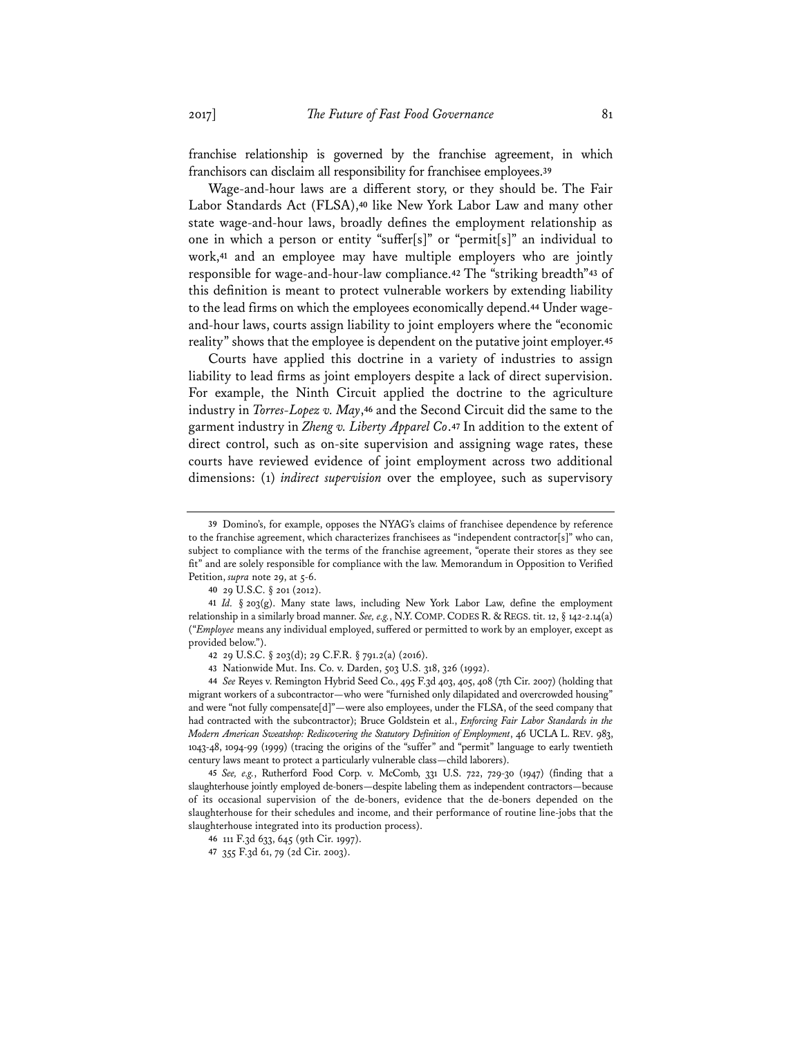franchise relationship is governed by the franchise agreement, in which franchisors can disclaim all responsibility for franchisee employees.[39]

Wage-and-hour laws are a different story, or they should be. The Fair Labor Standards Act (FLSA),[40] like New York Labor Law and many other state wage-and-hour laws, broadly defines the employment relationship as one in which a person or entity "suffer[s]" or "permit[s]" an individual to work,[41] and an employee may have multiple employers who are jointly responsible for wage-and-hour-law compliance.[42] The "striking breadth"[43] of this definition is meant to protect vulnerable workers by extending liability to the lead firms on which the employees economically depend.[44] Under wage-and-hour laws, courts assign liability to joint employers where the "economic reality" shows that the employee is dependent on the putative joint employer.[45]

Courts have applied this doctrine in a variety of industries to assign liability to lead firms as joint employers despite a lack of direct supervision. For example, the Ninth Circuit applied the doctrine to the agriculture industry in *Torres-Lopez v. May*,[46] and the Second Circuit did the same to the garment industry in *Zheng v. Liberty Apparel Co*.[47] In addition to the extent of direct control, such as on-site supervision and assigning wage rates, these courts have reviewed evidence of joint employment across two additional dimensions: (1) *indirect supervision* over the employee, such as supervisory

---

39 Domino's, for example, opposes the NYAG's claims of franchisee dependence by reference to the franchise agreement, which characterizes franchisees as "independent contractor[s]" who can, subject to compliance with the terms of the franchise agreement, "operate their stores as they see fit" and are solely responsible for compliance with the law. Memorandum in Opposition to Verified Petition, *supra* note 29, at 5-6.

40 29 U.S.C. § 201 (2012).

41 *Id.* § 203(g). Many state laws, including New York Labor Law, define the employment relationship in a similarly broad manner. *See, e.g.*, N.Y. COMP. CODES R. & REGS. tit. 12, § 142-2.14(a) ("*Employee* means any individual employed, suffered or permitted to work by an employer, except as provided below.").

42 29 U.S.C. § 203(d); 29 C.F.R. § 791.2(a) (2016).

43 Nationwide Mut. Ins. Co. v. Darden, 503 U.S. 318, 326 (1992).

44 *See* Reyes v. Remington Hybrid Seed Co., 495 F.3d 403, 405, 408 (7th Cir. 2007) (holding that migrant workers of a subcontractor—who were "furnished only dilapidated and overcrowded housing" and were "not fully compensate[d]"—were also employees, under the FLSA, of the seed company that had contracted with the subcontractor); Bruce Goldstein et al., *Enforcing Fair Labor Standards in the Modern American Sweatshop: Rediscovering the Statutory Definition of Employment*, 46 UCLA L. REV. 983, 1043-48, 1094-99 (1999) (tracing the origins of the "suffer" and "permit" language to early twentieth century laws meant to protect a particularly vulnerable class—child laborers).

45 *See, e.g.*, Rutherford Food Corp. v. McComb, 331 U.S. 722, 729-30 (1947) (finding that a slaughterhouse jointly employed de-boners—despite labeling them as independent contractors—because of its occasional supervision of the de-boners, evidence that the de-boners depended on the slaughterhouse for their schedules and income, and their performance of routine line-jobs that the slaughterhouse integrated into its production process).

46 111 F.3d 633, 645 (9th Cir. 1997).

47 355 F.3d 61, 79 (2d Cir. 2003).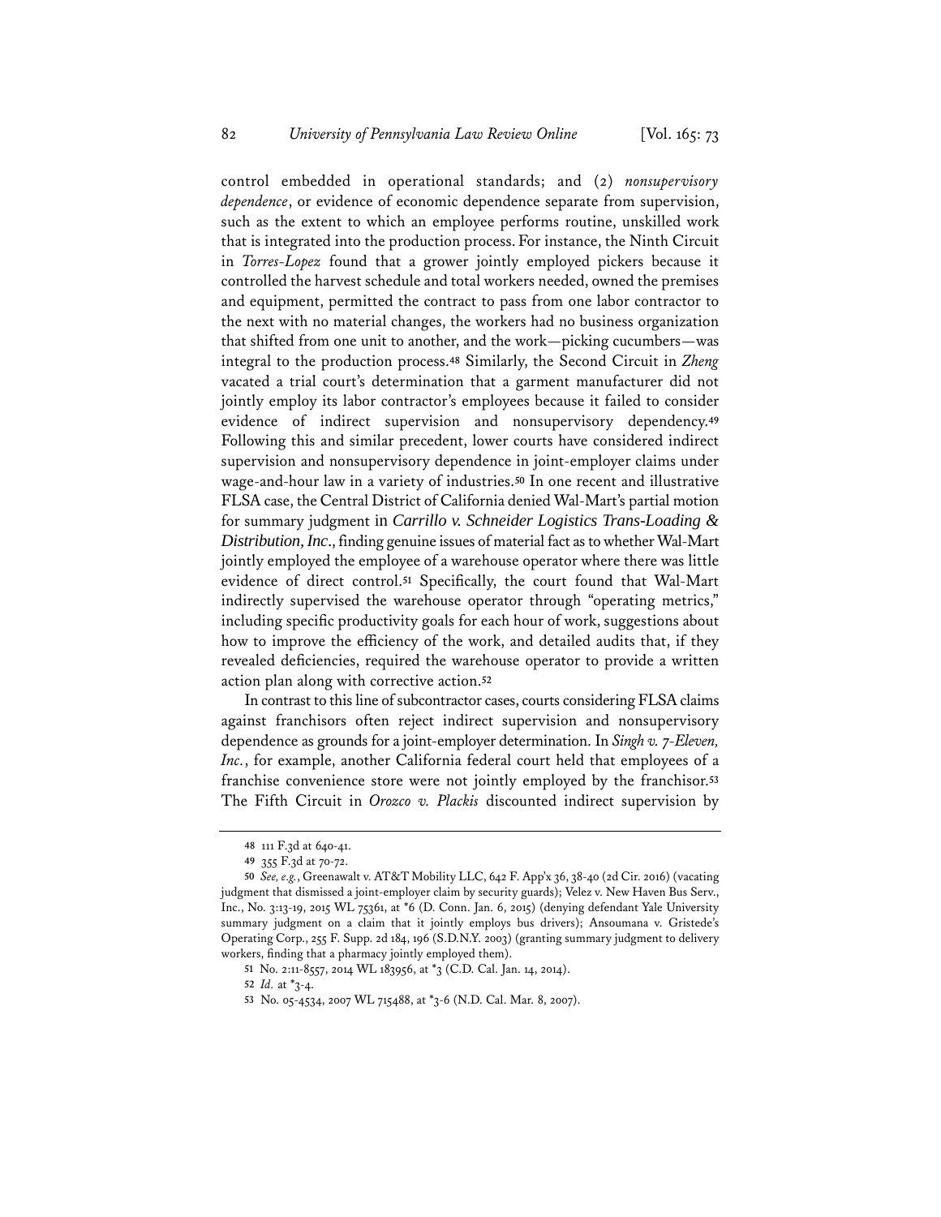control embedded in operational standards; and (2) *nonsupervisory dependence*, or evidence of economic dependence separate from supervision, such as the extent to which an employee performs routine, unskilled work that is integrated into the production process. For instance, the Ninth Circuit in *Torres-Lopez* found that a grower jointly employed pickers because it controlled the harvest schedule and total workers needed, owned the premises and equipment, permitted the contract to pass from one labor contractor to the next with no material changes, the workers had no business organization that shifted from one unit to another, and the work—picking cucumbers—was integral to the production process.[48] Similarly, the Second Circuit in *Zheng* vacated a trial court's determination that a garment manufacturer did not jointly employ its labor contractor's employees because it failed to consider evidence of indirect supervision and nonsupervisory dependency.[49] Following this and similar precedent, lower courts have considered indirect supervision and nonsupervisory dependence in joint-employer claims under wage-and-hour law in a variety of industries.[50] In one recent and illustrative FLSA case, the Central District of California denied Wal-Mart's partial motion for summary judgment in *Carrillo v. Schneider Logistics Trans-Loading & Distribution, Inc.*, finding genuine issues of material fact as to whether Wal-Mart jointly employed the employee of a warehouse operator where there was little evidence of direct control.[51] Specifically, the court found that Wal-Mart indirectly supervised the warehouse operator through "operating metrics," including specific productivity goals for each hour of work, suggestions about how to improve the efficiency of the work, and detailed audits that, if they revealed deficiencies, required the warehouse operator to provide a written action plan along with corrective action.[52]

In contrast to this line of subcontractor cases, courts considering FLSA claims against franchisors often reject indirect supervision and nonsupervisory dependence as grounds for a joint-employer determination. In *Singh v. 7-Eleven, Inc.*, for example, another California federal court held that employees of a franchise convenience store were not jointly employed by the franchisor.[53] The Fifth Circuit in *Orozco v. Plackis* discounted indirect supervision by

---

48 111 F.3d at 640-41.

49 355 F.3d at 70-72.

50 *See, e.g.*, Greenawalt v. AT&T Mobility LLC, 642 F. App'x 36, 38-40 (2d Cir. 2016) (vacating judgment that dismissed a joint-employer claim by security guards); Velez v. New Haven Bus Serv., Inc., No. 3:13-19, 2015 WL 75361, at *6 (D. Conn. Jan. 6, 2015) (denying defendant Yale University summary judgment on a claim that it jointly employs bus drivers); Ansoumana v. Gristede's Operating Corp., 255 F. Supp. 2d 184, 196 (S.D.N.Y. 2003) (granting summary judgment to delivery workers, finding that a pharmacy jointly employed them).

51 No. 2:11-8557, 2014 WL 183956, at *3 (C.D. Cal. Jan. 14, 2014).

52 *Id.* at *3-4.

53 No. 05-4534, 2007 WL 715488, at *3-6 (N.D. Cal. Mar. 8, 2007).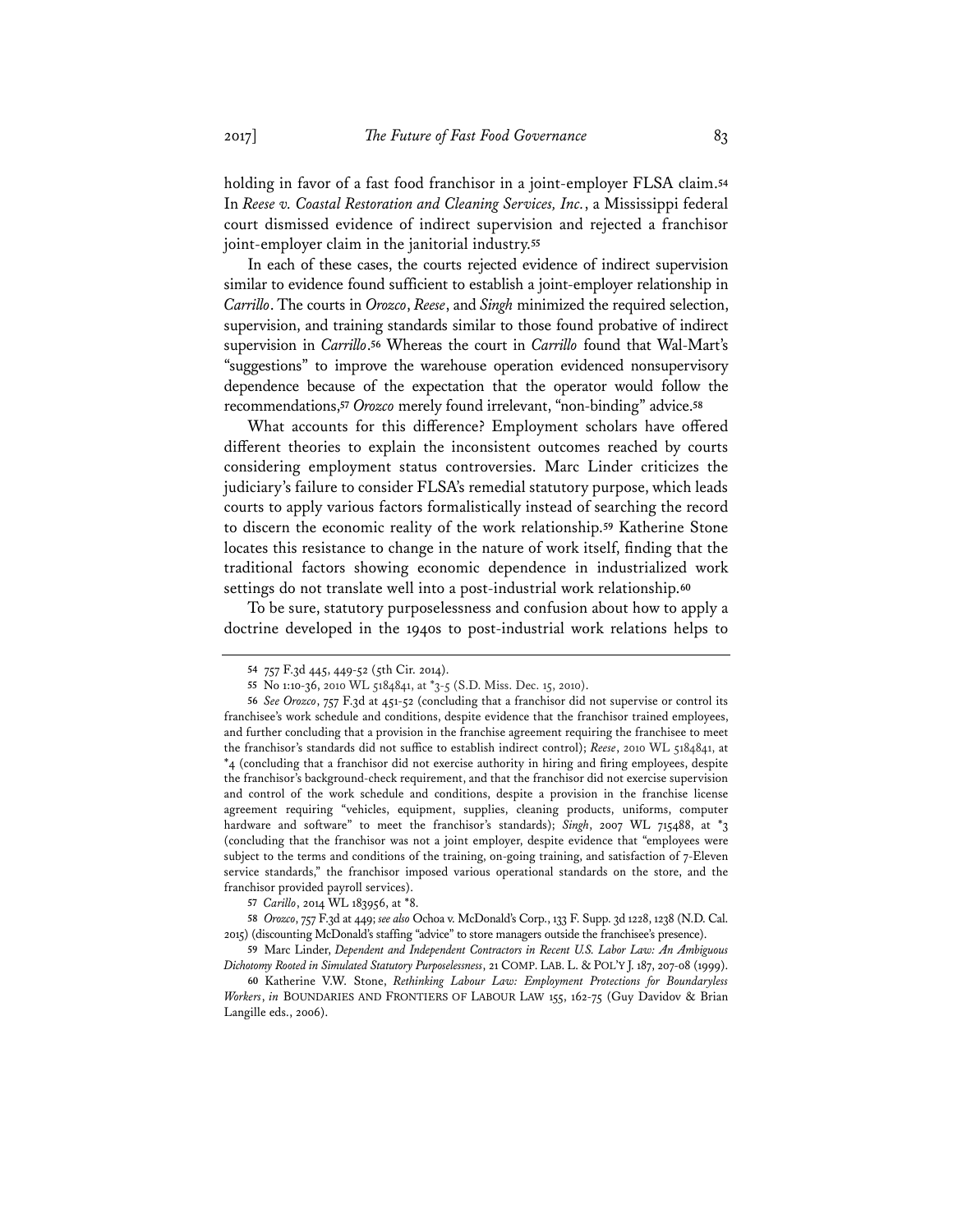holding in favor of a fast food franchisor in a joint-employer FLSA claim.[54] In *Reese v. Coastal Restoration and Cleaning Services, Inc.*, a Mississippi federal court dismissed evidence of indirect supervision and rejected a franchisor joint-employer claim in the janitorial industry.[55]

In each of these cases, the courts rejected evidence of indirect supervision similar to evidence found sufficient to establish a joint-employer relationship in *Carrillo*. The courts in *Orozco*, *Reese*, and *Singh* minimized the required selection, supervision, and training standards similar to those found probative of indirect supervision in *Carrillo*.[56] Whereas the court in *Carrillo* found that Wal-Mart's "suggestions" to improve the warehouse operation evidenced nonsupervisory dependence because of the expectation that the operator would follow the recommendations,[57] *Orozco* merely found irrelevant, "non-binding" advice.[58]

What accounts for this difference? Employment scholars have offered different theories to explain the inconsistent outcomes reached by courts considering employment status controversies. Marc Linder criticizes the judiciary's failure to consider FLSA's remedial statutory purpose, which leads courts to apply various factors formalistically instead of searching the record to discern the economic reality of the work relationship.[59] Katherine Stone locates this resistance to change in the nature of work itself, finding that the traditional factors showing economic dependence in industrialized work settings do not translate well into a post-industrial work relationship.[60]

To be sure, statutory purposelessness and confusion about how to apply a doctrine developed in the 1940s to post-industrial work relations helps to

---

54 757 F.3d 445, 449-52 (5th Cir. 2014).

55 No 1:10-36, 2010 WL 5184841, at *3-5 (S.D. Miss. Dec. 15, 2010).

56 *See Orozco*, 757 F.3d at 451-52 (concluding that a franchisor did not supervise or control its franchisee's work schedule and conditions, despite evidence that the franchisor trained employees, and further concluding that a provision in the franchise agreement requiring the franchisee to meet the franchisor's standards did not suffice to establish indirect control); *Reese*, 2010 WL 5184841, at *4 (concluding that a franchisor did not exercise authority in hiring and firing employees, despite the franchisor's background-check requirement, and that the franchisor did not exercise supervision and control of the work schedule and conditions, despite a provision in the franchise license agreement requiring "vehicles, equipment, supplies, cleaning products, uniforms, computer hardware and software" to meet the franchisor's standards); *Singh*, 2007 WL 715488, at *3 (concluding that the franchisor was not a joint employer, despite evidence that "employees were subject to the terms and conditions of the training, on-going training, and satisfaction of 7-Eleven service standards," the franchisor imposed various operational standards on the store, and the franchisor provided payroll services).

57 *Carillo*, 2014 WL 183956, at *8.

58 *Orozco*, 757 F.3d at 449; *see also* Ochoa v. McDonald's Corp., 133 F. Supp. 3d 1228, 1238 (N.D. Cal. 2015) (discounting McDonald's staffing "advice" to store managers outside the franchisee's presence).

59 Marc Linder, *Dependent and Independent Contractors in Recent U.S. Labor Law: An Ambiguous Dichotomy Rooted in Simulated Statutory Purposelessness*, 21 COMP. LAB. L. & POL'Y J. 187, 207-08 (1999).

60 Katherine V.W. Stone, *Rethinking Labour Law: Employment Protections for Boundaryless Workers*, *in* BOUNDARIES AND FRONTIERS OF LABOUR LAW 155, 162-75 (Guy Davidov & Brian Langille eds., 2006).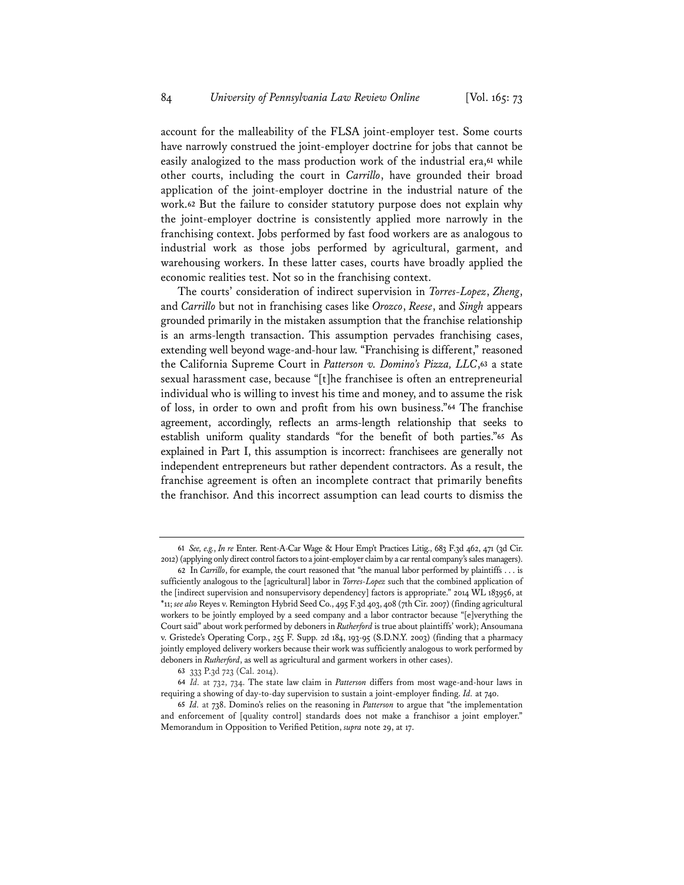account for the malleability of the FLSA joint-employer test. Some courts have narrowly construed the joint-employer doctrine for jobs that cannot be easily analogized to the mass production work of the industrial era,[61] while other courts, including the court in *Carrillo*, have grounded their broad application of the joint-employer doctrine in the industrial nature of the work.[62] But the failure to consider statutory purpose does not explain why the joint-employer doctrine is consistently applied more narrowly in the franchising context. Jobs performed by fast food workers are as analogous to industrial work as those jobs performed by agricultural, garment, and warehousing workers. In these latter cases, courts have broadly applied the economic realities test. Not so in the franchising context.

The courts' consideration of indirect supervision in *Torres-Lopez*, *Zheng*, and *Carrillo* but not in franchising cases like *Orozco*, *Reese*, and *Singh* appears grounded primarily in the mistaken assumption that the franchise relationship is an arms-length transaction. This assumption pervades franchising cases, extending well beyond wage-and-hour law. "Franchising is different," reasoned the California Supreme Court in *Patterson v. Domino's Pizza, LLC*,[63] a state sexual harassment case, because "[t]he franchisee is often an entrepreneurial individual who is willing to invest his time and money, and to assume the risk of loss, in order to own and profit from his own business."[64] The franchise agreement, accordingly, reflects an arms-length relationship that seeks to establish uniform quality standards "for the benefit of both parties."[65] As explained in Part I, this assumption is incorrect: franchisees are generally not independent entrepreneurs but rather dependent contractors. As a result, the franchise agreement is often an incomplete contract that primarily benefits the franchisor. And this incorrect assumption can lead courts to dismiss the

---

61 *See, e.g.*, *In re* Enter. Rent-A-Car Wage & Hour Emp't Practices Litig., 683 F.3d 462, 471 (3d Cir. 2012) (applying only direct control factors to a joint-employer claim by a car rental company's sales managers).

62 In *Carrillo*, for example, the court reasoned that "the manual labor performed by plaintiffs . . . is sufficiently analogous to the [agricultural] labor in *Torres-Lopez* such that the combined application of the [indirect supervision and nonsupervisory dependency] factors is appropriate." 2014 WL 183956, at *11; *see also* Reyes v. Remington Hybrid Seed Co., 495 F.3d 403, 408 (7th Cir. 2007) (finding agricultural workers to be jointly employed by a seed company and a labor contractor because "[e]verything the Court said" about work performed by deboners in *Rutherford* is true about plaintiffs' work); Ansoumana v. Gristede's Operating Corp., 255 F. Supp. 2d 184, 193-95 (S.D.N.Y. 2003) (finding that a pharmacy jointly employed delivery workers because their work was sufficiently analogous to work performed by deboners in *Rutherford*, as well as agricultural and garment workers in other cases).

63 333 P.3d 723 (Cal. 2014).

64 *Id.* at 732, 734. The state law claim in *Patterson* differs from most wage-and-hour laws in requiring a showing of day-to-day supervision to sustain a joint-employer finding. *Id.* at 740.

65 *Id.* at 738. Domino's relies on the reasoning in *Patterson* to argue that "the implementation and enforcement of [quality control] standards does not make a franchisor a joint employer." Memorandum in Opposition to Verified Petition, *supra* note 29, at 17.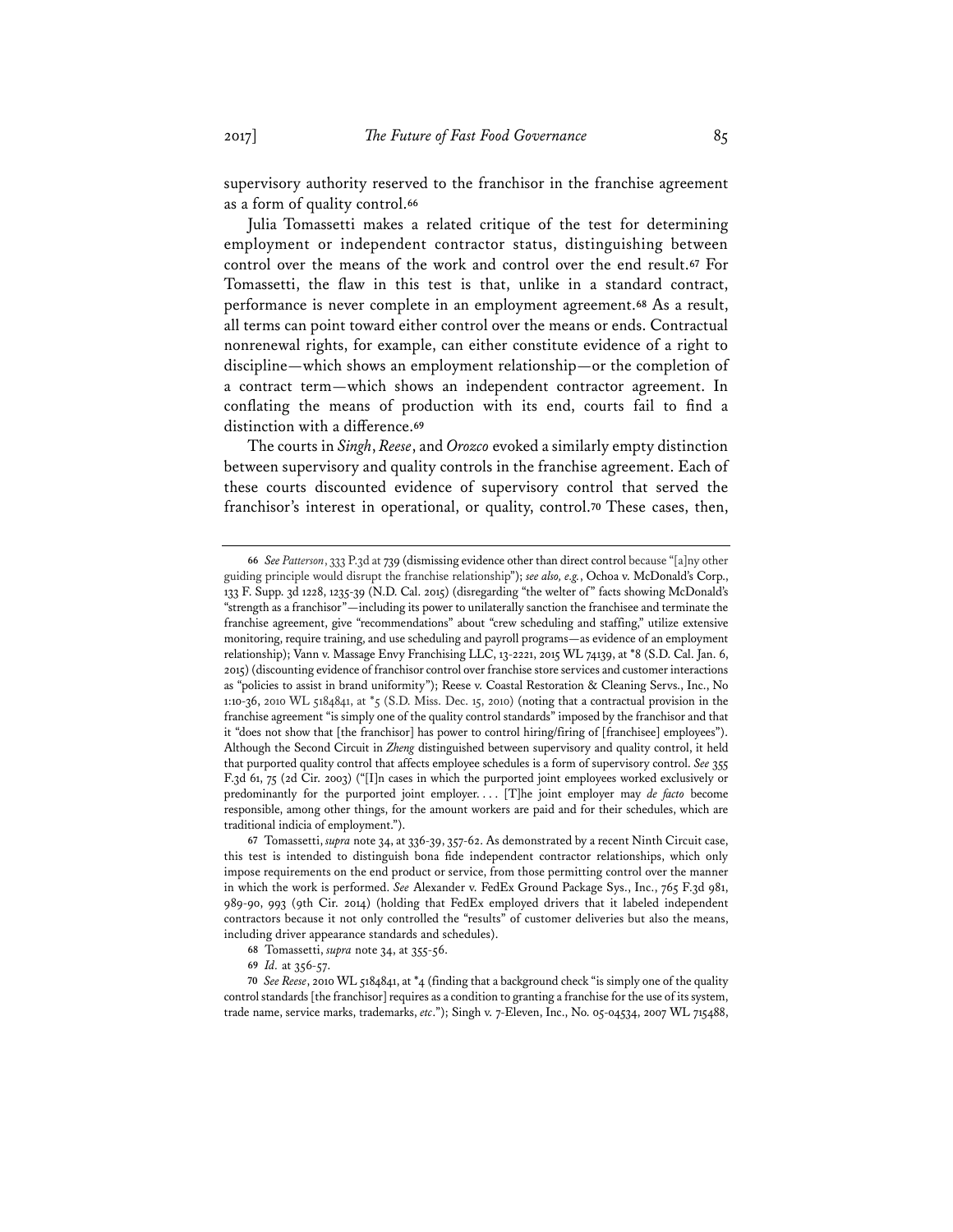supervisory authority reserved to the franchisor in the franchise agreement as a form of quality control.[66]

Julia Tomassetti makes a related critique of the test for determining employment or independent contractor status, distinguishing between control over the means of the work and control over the end result.[67] For Tomassetti, the flaw in this test is that, unlike in a standard contract, performance is never complete in an employment agreement.[68] As a result, all terms can point toward either control over the means or ends. Contractual nonrenewal rights, for example, can either constitute evidence of a right to discipline—which shows an employment relationship—or the completion of a contract term—which shows an independent contractor agreement. In conflating the means of production with its end, courts fail to find a distinction with a difference.[69]

The courts in *Singh*, *Reese*, and *Orozco* evoked a similarly empty distinction between supervisory and quality controls in the franchise agreement. Each of these courts discounted evidence of supervisory control that served the franchisor's interest in operational, or quality, control.[70] These cases, then,

---

66 *See Patterson*, 333 P.3d at 739 (dismissing evidence other than direct control because "[a]ny other guiding principle would disrupt the franchise relationship"); *see also, e.g.*, Ochoa v. McDonald's Corp., 133 F. Supp. 3d 1228, 1235-39 (N.D. Cal. 2015) (disregarding "the welter of" facts showing McDonald's "strength as a franchisor"—including its power to unilaterally sanction the franchisee and terminate the franchise agreement, give "recommendations" about "crew scheduling and staffing," utilize extensive monitoring, require training, and use scheduling and payroll programs—as evidence of an employment relationship); Vann v. Massage Envy Franchising LLC, 13-2221, 2015 WL 74139, at *8 (S.D. Cal. Jan. 6, 2015) (discounting evidence of franchisor control over franchise store services and customer interactions as "policies to assist in brand uniformity"); Reese v. Coastal Restoration & Cleaning Servs., Inc., No 1:10-36, 2010 WL 5184841, at *5 (S.D. Miss. Dec. 15, 2010) (noting that a contractual provision in the franchise agreement "is simply one of the quality control standards" imposed by the franchisor and that it "does not show that [the franchisor] has power to control hiring/firing of [franchisee] employees"). Although the Second Circuit in *Zheng* distinguished between supervisory and quality control, it held that purported quality control that affects employee schedules is a form of supervisory control. *See* 355 F.3d 61, 75 (2d Cir. 2003) ("[I]n cases in which the purported joint employees worked exclusively or predominantly for the purported joint employer. . . . [T]he joint employer may *de facto* become responsible, among other things, for the amount workers are paid and for their schedules, which are traditional indicia of employment.").

67 Tomassetti, *supra* note 34, at 336-39, 357-62. As demonstrated by a recent Ninth Circuit case, this test is intended to distinguish bona fide independent contractor relationships, which only impose requirements on the end product or service, from those permitting control over the manner in which the work is performed. *See* Alexander v. FedEx Ground Package Sys., Inc., 765 F.3d 981, 989-90, 993 (9th Cir. 2014) (holding that FedEx employed drivers that it labeled independent contractors because it not only controlled the "results" of customer deliveries but also the means, including driver appearance standards and schedules).

68 Tomassetti, *supra* note 34, at 355-56.

69 *Id.* at 356-57.

70 *See Reese*, 2010 WL 5184841, at *4 (finding that a background check "is simply one of the quality control standards [the franchisor] requires as a condition to granting a franchise for the use of its system, trade name, service marks, trademarks, *etc*."); Singh v. 7-Eleven, Inc., No. 05-04534, 2007 WL 715488,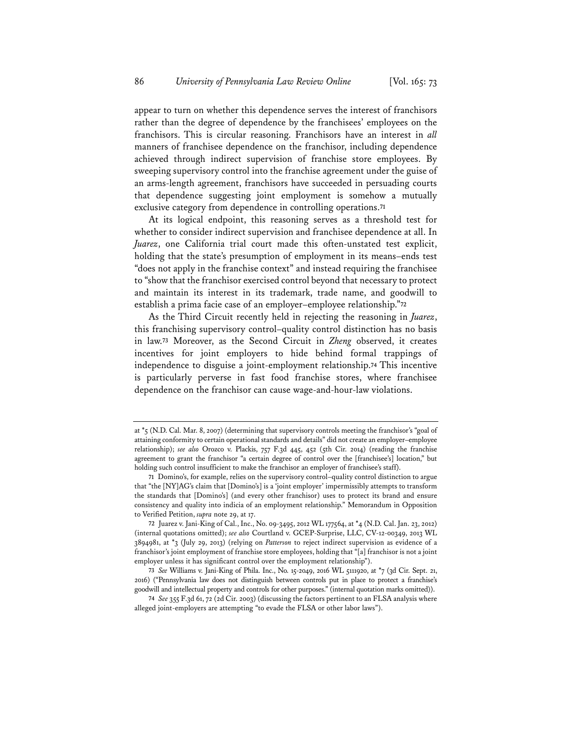appear to turn on whether this dependence serves the interest of franchisors rather than the degree of dependence by the franchisees' employees on the franchisors. This is circular reasoning. Franchisors have an interest in *all* manners of franchisee dependence on the franchisor, including dependence achieved through indirect supervision of franchise store employees. By sweeping supervisory control into the franchise agreement under the guise of an arms-length agreement, franchisors have succeeded in persuading courts that dependence suggesting joint employment is somehow a mutually exclusive category from dependence in controlling operations.[71]

At its logical endpoint, this reasoning serves as a threshold test for whether to consider indirect supervision and franchisee dependence at all. In *Juarez*, one California trial court made this often-unstated test explicit, holding that the state's presumption of employment in its means–ends test "does not apply in the franchise context" and instead requiring the franchisee to "show that the franchisor exercised control beyond that necessary to protect and maintain its interest in its trademark, trade name, and goodwill to establish a prima facie case of an employer–employee relationship."[72]

As the Third Circuit recently held in rejecting the reasoning in *Juarez*, this franchising supervisory control–quality control distinction has no basis in law.[73] Moreover, as the Second Circuit in *Zheng* observed, it creates incentives for joint employers to hide behind formal trappings of independence to disguise a joint-employment relationship.[74] This incentive is particularly perverse in fast food franchise stores, where franchisee dependence on the franchisor can cause wage-and-hour-law violations.

---

at *5 (N.D. Cal. Mar. 8, 2007) (determining that supervisory controls meeting the franchisor's "goal of attaining conformity to certain operational standards and details" did not create an employer–employee relationship); *see also* Orozco v. Plackis, 757 F.3d 445, 452 (5th Cir. 2014) (reading the franchise agreement to grant the franchisor "a certain degree of control over the [franchisee's] location," but holding such control insufficient to make the franchisor an employer of franchisee's staff).

71 Domino's, for example, relies on the supervisory control–quality control distinction to argue that "the [NY]AG's claim that [Domino's] is a 'joint employer' impermissibly attempts to transform the standards that [Domino's] (and every other franchisor) uses to protect its brand and ensure consistency and quality into indicia of an employment relationship." Memorandum in Opposition to Verified Petition, *supra* note 29, at 17.

72 Juarez v. Jani-King of Cal., Inc., No. 09-3495, 2012 WL 177564, at *4 (N.D. Cal. Jan. 23, 2012) (internal quotations omitted); *see also* Courtland v. GCEP-Surprise, LLC, CV-12-00349, 2013 WL 3894981, at *3 (July 29, 2013) (relying on *Patterson* to reject indirect supervision as evidence of a franchisor's joint employment of franchise store employees, holding that "[a] franchisor is not a joint employer unless it has significant control over the employment relationship").

73 *See* Williams v. Jani-King of Phila. Inc., No. 15-2049, 2016 WL 5111920, at *7 (3d Cir. Sept. 21, 2016) ("Pennsylvania law does not distinguish between controls put in place to protect a franchise's goodwill and intellectual property and controls for other purposes." (internal quotation marks omitted)).

74 *See* 355 F.3d 61, 72 (2d Cir. 2003) (discussing the factors pertinent to an FLSA analysis where alleged joint-employers are attempting "to evade the FLSA or other labor laws").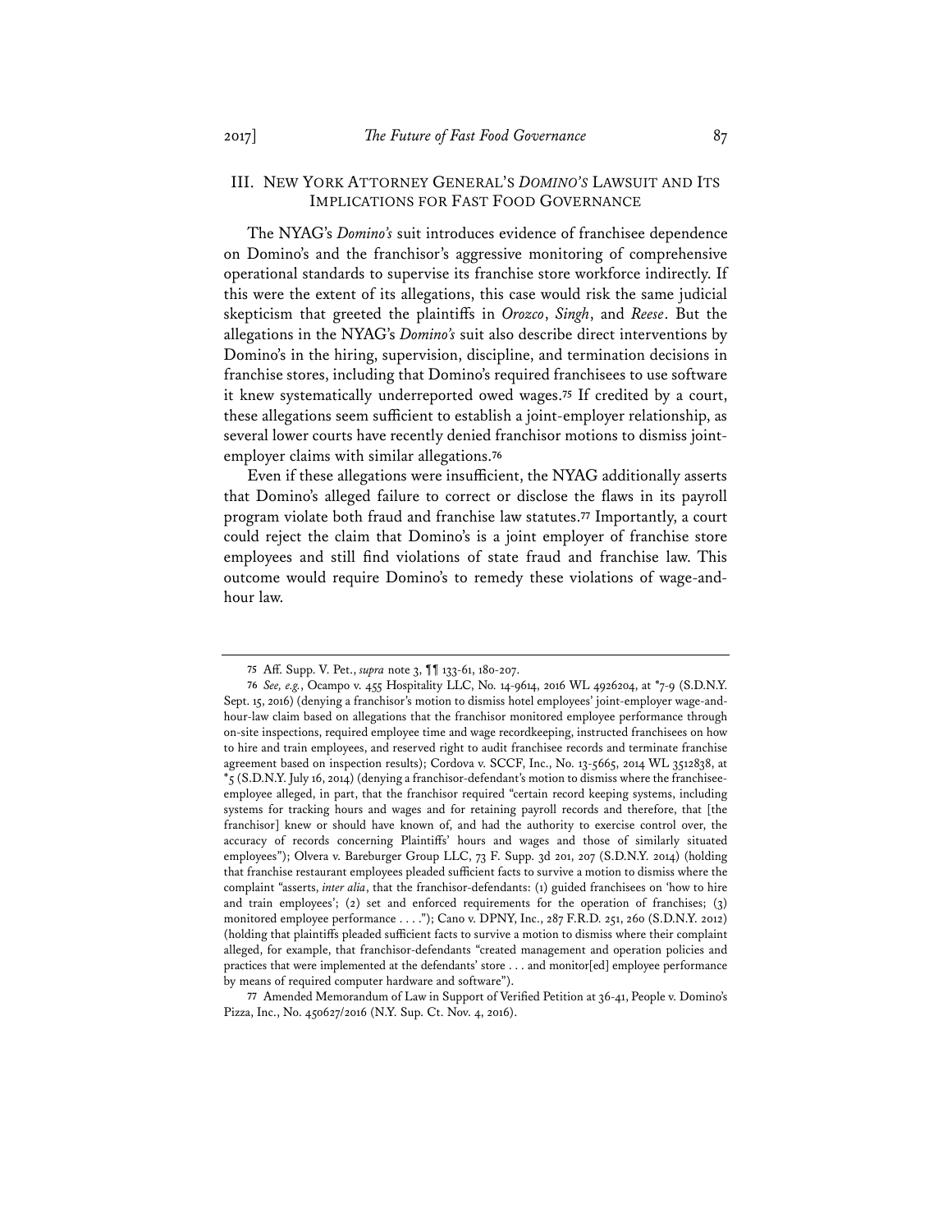## III. NEW YORK ATTORNEY GENERAL'S *DOMINO'S* LAWSUIT AND ITS IMPLICATIONS FOR FAST FOOD GOVERNANCE

The NYAG's *Domino's* suit introduces evidence of franchisee dependence on Domino's and the franchisor's aggressive monitoring of comprehensive operational standards to supervise its franchise store workforce indirectly. If this were the extent of its allegations, this case would risk the same judicial skepticism that greeted the plaintiffs in *Orozco*, *Singh*, and *Reese*. But the allegations in the NYAG's *Domino's* suit also describe direct interventions by Domino's in the hiring, supervision, discipline, and termination decisions in franchise stores, including that Domino's required franchisees to use software it knew systematically underreported owed wages.[75] If credited by a court, these allegations seem sufficient to establish a joint-employer relationship, as several lower courts have recently denied franchisor motions to dismiss joint-employer claims with similar allegations.[76]

Even if these allegations were insufficient, the NYAG additionally asserts that Domino's alleged failure to correct or disclose the flaws in its payroll program violate both fraud and franchise law statutes.[77] Importantly, a court could reject the claim that Domino's is a joint employer of franchise store employees and still find violations of state fraud and franchise law. This outcome would require Domino's to remedy these violations of wage-and-hour law.

---

75 Aff. Supp. V. Pet., *supra* note 3, ¶¶ 133-61, 180-207.

76 *See, e.g.*, Ocampo v. 455 Hospitality LLC, No. 14-9614, 2016 WL 4926204, at *7-9 (S.D.N.Y. Sept. 15, 2016) (denying a franchisor's motion to dismiss hotel employees' joint-employer wage-and-hour-law claim based on allegations that the franchisor monitored employee performance through on-site inspections, required employee time and wage recordkeeping, instructed franchisees on how to hire and train employees, and reserved right to audit franchisee records and terminate franchise agreement based on inspection results); Cordova v. SCCF, Inc., No. 13-5665, 2014 WL 3512838, at *5 (S.D.N.Y. July 16, 2014) (denying a franchisor-defendant's motion to dismiss where the franchisee-employee alleged, in part, that the franchisor required "certain record keeping systems, including systems for tracking hours and wages and for retaining payroll records and therefore, that [the franchisor] knew or should have known of, and had the authority to exercise control over, the accuracy of records concerning Plaintiffs' hours and wages and those of similarly situated employees"); Olvera v. Bareburger Group LLC, 73 F. Supp. 3d 201, 207 (S.D.N.Y. 2014) (holding that franchise restaurant employees pleaded sufficient facts to survive a motion to dismiss where the complaint "asserts, *inter alia*, that the franchisor-defendants: (1) guided franchisees on 'how to hire and train employees'; (2) set and enforced requirements for the operation of franchises; (3) monitored employee performance . . . ."); Cano v. DPNY, Inc., 287 F.R.D. 251, 260 (S.D.N.Y. 2012) (holding that plaintiffs pleaded sufficient facts to survive a motion to dismiss where their complaint alleged, for example, that franchisor-defendants "created management and operation policies and practices that were implemented at the defendants' store . . . and monitor[ed] employee performance by means of required computer hardware and software").

77 Amended Memorandum of Law in Support of Verified Petition at 36-41, People v. Domino's Pizza, Inc., No. 450627/2016 (N.Y. Sup. Ct. Nov. 4, 2016).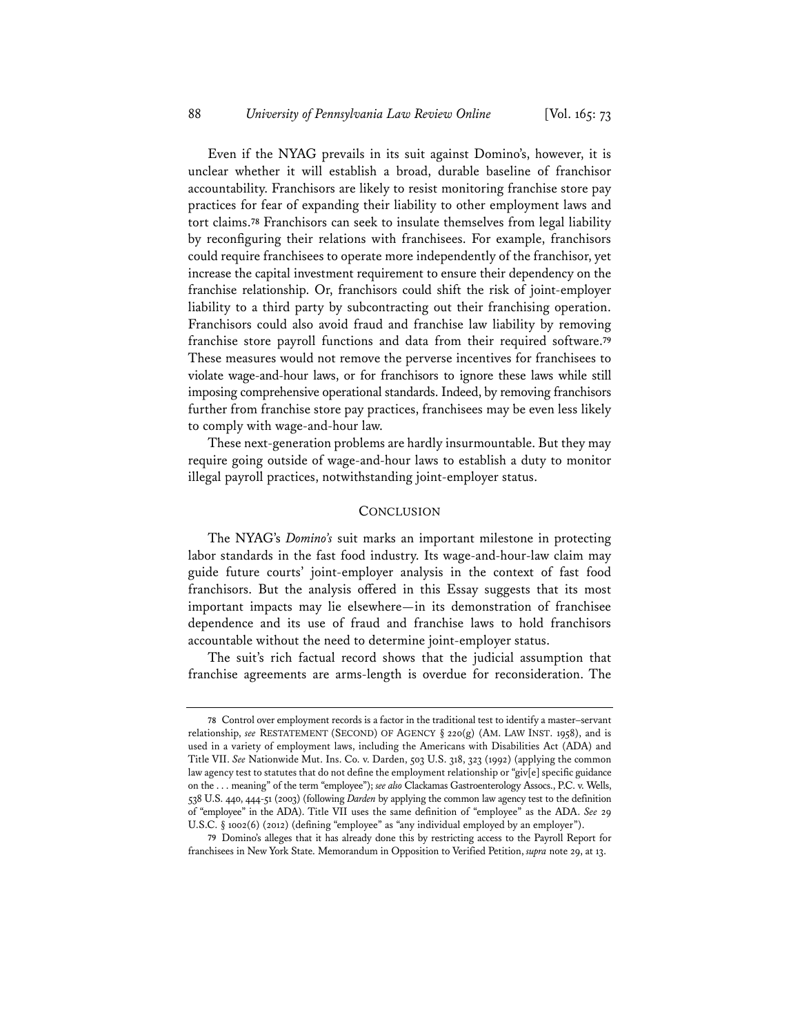Even if the NYAG prevails in its suit against Domino's, however, it is unclear whether it will establish a broad, durable baseline of franchisor accountability. Franchisors are likely to resist monitoring franchise store pay practices for fear of expanding their liability to other employment laws and tort claims.[78] Franchisors can seek to insulate themselves from legal liability by reconfiguring their relations with franchisees. For example, franchisors could require franchisees to operate more independently of the franchisor, yet increase the capital investment requirement to ensure their dependency on the franchise relationship. Or, franchisors could shift the risk of joint-employer liability to a third party by subcontracting out their franchising operation. Franchisors could also avoid fraud and franchise law liability by removing franchise store payroll functions and data from their required software.[79] These measures would not remove the perverse incentives for franchisees to violate wage-and-hour laws, or for franchisors to ignore these laws while still imposing comprehensive operational standards. Indeed, by removing franchisors further from franchise store pay practices, franchisees may be even less likely to comply with wage-and-hour law.

These next-generation problems are hardly insurmountable. But they may require going outside of wage-and-hour laws to establish a duty to monitor illegal payroll practices, notwithstanding joint-employer status.

## CONCLUSION

The NYAG's *Domino's* suit marks an important milestone in protecting labor standards in the fast food industry. Its wage-and-hour-law claim may guide future courts' joint-employer analysis in the context of fast food franchisors. But the analysis offered in this Essay suggests that its most important impacts may lie elsewhere—in its demonstration of franchisee dependence and its use of fraud and franchise laws to hold franchisors accountable without the need to determine joint-employer status.

The suit's rich factual record shows that the judicial assumption that franchise agreements are arms-length is overdue for reconsideration. The

---

78 Control over employment records is a factor in the traditional test to identify a master–servant relationship, *see* RESTATEMENT (SECOND) OF AGENCY § 220(g) (AM. LAW INST. 1958), and is used in a variety of employment laws, including the Americans with Disabilities Act (ADA) and Title VII. *See* Nationwide Mut. Ins. Co. v. Darden, 503 U.S. 318, 323 (1992) (applying the common law agency test to statutes that do not define the employment relationship or "giv[e] specific guidance on the . . . meaning" of the term "employee"); *see also* Clackamas Gastroenterology Assocs., P.C. v. Wells, 538 U.S. 440, 444-51 (2003) (following *Darden* by applying the common law agency test to the definition of "employee" in the ADA). Title VII uses the same definition of "employee" as the ADA. *See* 29 U.S.C. § 1002(6) (2012) (defining "employee" as "any individual employed by an employer").

79 Domino's alleges that it has already done this by restricting access to the Payroll Report for franchisees in New York State. Memorandum in Opposition to Verified Petition, *supra* note 29, at 13.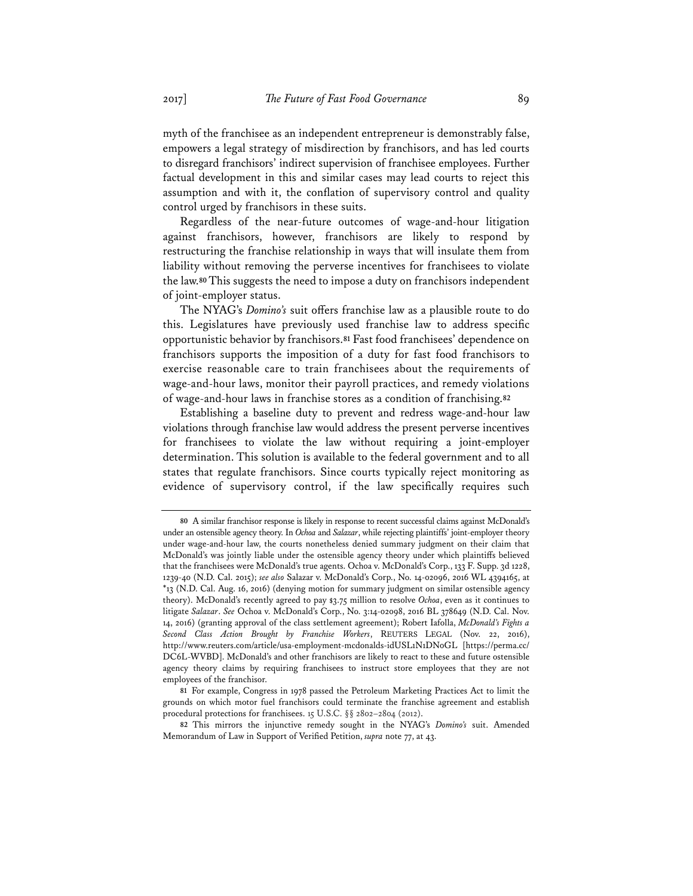myth of the franchisee as an independent entrepreneur is demonstrably false, empowers a legal strategy of misdirection by franchisors, and has led courts to disregard franchisors' indirect supervision of franchisee employees. Further factual development in this and similar cases may lead courts to reject this assumption and with it, the conflation of supervisory control and quality control urged by franchisors in these suits.

Regardless of the near-future outcomes of wage-and-hour litigation against franchisors, however, franchisors are likely to respond by restructuring the franchise relationship in ways that will insulate them from liability without removing the perverse incentives for franchisees to violate the law.[80] This suggests the need to impose a duty on franchisors independent of joint-employer status.

The NYAG's *Domino's* suit offers franchise law as a plausible route to do this. Legislatures have previously used franchise law to address specific opportunistic behavior by franchisors.[81] Fast food franchisees' dependence on franchisors supports the imposition of a duty for fast food franchisors to exercise reasonable care to train franchisees about the requirements of wage-and-hour laws, monitor their payroll practices, and remedy violations of wage-and-hour laws in franchise stores as a condition of franchising.[82]

Establishing a baseline duty to prevent and redress wage-and-hour law violations through franchise law would address the present perverse incentives for franchisees to violate the law without requiring a joint-employer determination. This solution is available to the federal government and to all states that regulate franchisors. Since courts typically reject monitoring as evidence of supervisory control, if the law specifically requires such

---

80 A similar franchisor response is likely in response to recent successful claims against McDonald's under an ostensible agency theory. In *Ochoa* and *Salazar*, while rejecting plaintiffs' joint-employer theory under wage-and-hour law, the courts nonetheless denied summary judgment on their claim that McDonald's was jointly liable under the ostensible agency theory under which plaintiffs believed that the franchisees were McDonald's true agents. Ochoa v. McDonald's Corp., 133 F. Supp. 3d 1228, 1239-40 (N.D. Cal. 2015); *see also* Salazar v. McDonald's Corp., No. 14-02096, 2016 WL 4394165, at *13 (N.D. Cal. Aug. 16, 2016) (denying motion for summary judgment on similar ostensible agency theory). McDonald's recently agreed to pay $3.75 million to resolve *Ochoa*, even as it continues to litigate *Salazar*. *See* Ochoa v. McDonald's Corp., No. 3:14-02098, 2016 BL 378649 (N.D. Cal. Nov. 14, 2016) (granting approval of the class settlement agreement); Robert Iafolla, *McDonald's Fights a Second Class Action Brought by Franchise Workers*, REUTERS LEGAL (Nov. 22, 2016), http://www.reuters.com/article/usa-employment-mcdonalds-idUSL1N1DN0GL [https://perma.cc/DC6L-WVBD]. McDonald's and other franchisors are likely to react to these and future ostensible agency theory claims by requiring franchisees to instruct store employees that they are not employees of the franchisor.

81 For example, Congress in 1978 passed the Petroleum Marketing Practices Act to limit the grounds on which motor fuel franchisors could terminate the franchise agreement and establish procedural protections for franchisees. 15 U.S.C. §§ 2802–2804 (2012).

82 This mirrors the injunctive remedy sought in the NYAG's *Domino's* suit. Amended Memorandum of Law in Support of Verified Petition, *supra* note 77, at 43.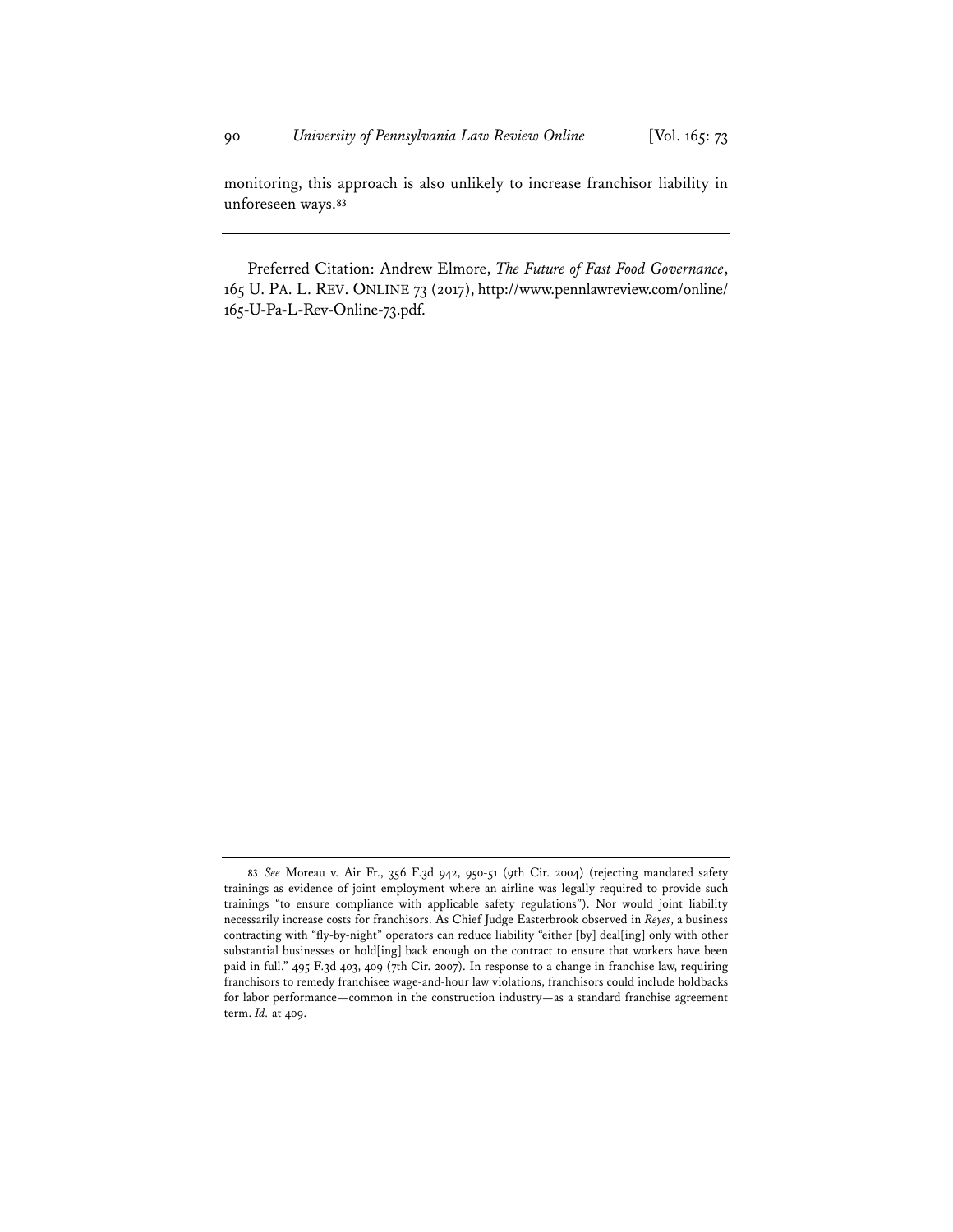monitoring, this approach is also unlikely to increase franchisor liability in unforeseen ways.[83]

---

Preferred Citation: Andrew Elmore, *The Future of Fast Food Governance*, 165 U. PA. L. REV. ONLINE 73 (2017), http://www.pennlawreview.com/online/165-U-Pa-L-Rev-Online-73.pdf.

---

[83] *See* Moreau v. Air Fr., 356 F.3d 942, 950-51 (9th Cir. 2004) (rejecting mandated safety trainings as evidence of joint employment where an airline was legally required to provide such trainings "to ensure compliance with applicable safety regulations"). Nor would joint liability necessarily increase costs for franchisors. As Chief Judge Easterbrook observed in *Reyes*, a business contracting with "fly-by-night" operators can reduce liability "either [by] deal[ing] only with other substantial businesses or hold[ing] back enough on the contract to ensure that workers have been paid in full." 495 F.3d 403, 409 (7th Cir. 2007). In response to a change in franchise law, requiring franchisors to remedy franchisee wage-and-hour law violations, franchisors could include holdbacks for labor performance—common in the construction industry—as a standard franchise agreement term. *Id.* at 409.